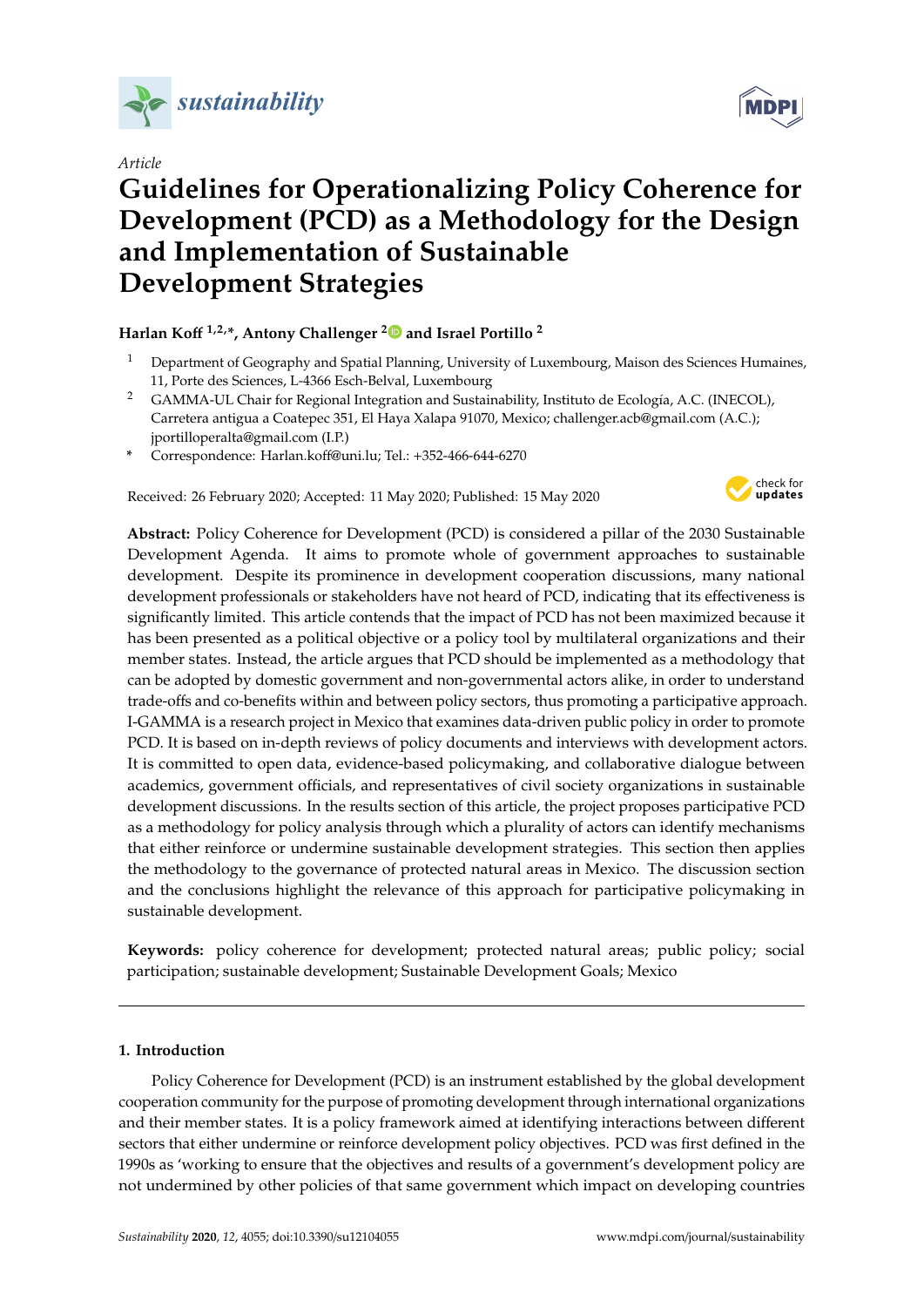*Article*

# Guidelines for Operationalizing Policy Coherence for Development (PCD) as a Methodology for the Design and Implementation of Sustainable Development Strategies

**Harlan Koff [1,2,*], Antony Challenger [2] and Israel Portillo [2]**

[1] Department of Geography and Spatial Planning, University of Luxembourg, Maison des Sciences Humaines, 11, Porte des Sciences, L-4366 Esch-Belval, Luxembourg

[2] GAMMA-UL Chair for Regional Integration and Sustainability, Instituto de Ecología, A.C. (INECOL), Carretera antigua a Coatepec 351, El Haya Xalapa 91070, Mexico; challenger.acb@gmail.com (A.C.); jportilloperalta@gmail.com (I.P.)

* Correspondence: Harlan.koff@uni.lu; Tel.: +352-466-644-6270

Received: 26 February 2020; Accepted: 11 May 2020; Published: 15 May 2020

**Abstract:** Policy Coherence for Development (PCD) is considered a pillar of the 2030 Sustainable Development Agenda. It aims to promote whole of government approaches to sustainable development. Despite its prominence in development cooperation discussions, many national development professionals or stakeholders have not heard of PCD, indicating that its effectiveness is significantly limited. This article contends that the impact of PCD has not been maximized because it has been presented as a political objective or a policy tool by multilateral organizations and their member states. Instead, the article argues that PCD should be implemented as a methodology that can be adopted by domestic government and non-governmental actors alike, in order to understand trade-offs and co-benefits within and between policy sectors, thus promoting a participative approach. I-GAMMA is a research project in Mexico that examines data-driven public policy in order to promote PCD. It is based on in-depth reviews of policy documents and interviews with development actors. It is committed to open data, evidence-based policymaking, and collaborative dialogue between academics, government officials, and representatives of civil society organizations in sustainable development discussions. In the results section of this article, the project proposes participative PCD as a methodology for policy analysis through which a plurality of actors can identify mechanisms that either reinforce or undermine sustainable development strategies. This section then applies the methodology to the governance of protected natural areas in Mexico. The discussion section and the conclusions highlight the relevance of this approach for participative policymaking in sustainable development.

**Keywords:** policy coherence for development; protected natural areas; public policy; social participation; sustainable development; Sustainable Development Goals; Mexico

## 1. Introduction

Policy Coherence for Development (PCD) is an instrument established by the global development cooperation community for the purpose of promoting development through international organizations and their member states. It is a policy framework aimed at identifying interactions between different sectors that either undermine or reinforce development policy objectives. PCD was first defined in the 1990s as 'working to ensure that the objectives and results of a government's development policy are not undermined by other policies of that same government which impact on developing countries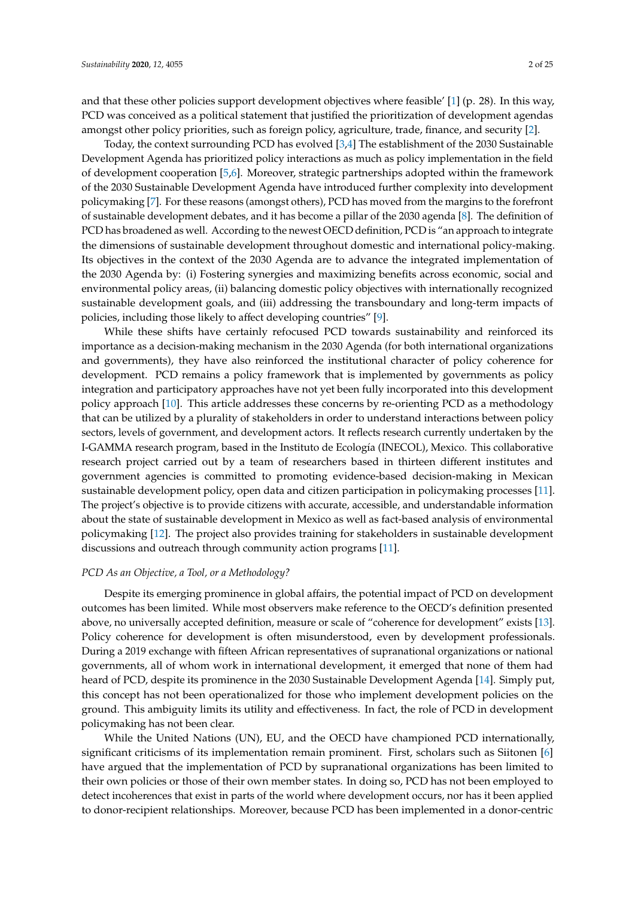and that these other policies support development objectives where feasible' [1] (p. 28). In this way, PCD was conceived as a political statement that justified the prioritization of development agendas amongst other policy priorities, such as foreign policy, agriculture, trade, finance, and security [2].

Today, the context surrounding PCD has evolved [3,4] The establishment of the 2030 Sustainable Development Agenda has prioritized policy interactions as much as policy implementation in the field of development cooperation [5,6]. Moreover, strategic partnerships adopted within the framework of the 2030 Sustainable Development Agenda have introduced further complexity into development policymaking [7]. For these reasons (amongst others), PCD has moved from the margins to the forefront of sustainable development debates, and it has become a pillar of the 2030 agenda [8]. The definition of PCD has broadened as well. According to the newest OECD definition, PCD is "an approach to integrate the dimensions of sustainable development throughout domestic and international policy-making. Its objectives in the context of the 2030 Agenda are to advance the integrated implementation of the 2030 Agenda by: (i) Fostering synergies and maximizing benefits across economic, social and environmental policy areas, (ii) balancing domestic policy objectives with internationally recognized sustainable development goals, and (iii) addressing the transboundary and long-term impacts of policies, including those likely to affect developing countries" [9].

While these shifts have certainly refocused PCD towards sustainability and reinforced its importance as a decision-making mechanism in the 2030 Agenda (for both international organizations and governments), they have also reinforced the institutional character of policy coherence for development. PCD remains a policy framework that is implemented by governments as policy integration and participatory approaches have not yet been fully incorporated into this development policy approach [10]. This article addresses these concerns by re-orienting PCD as a methodology that can be utilized by a plurality of stakeholders in order to understand interactions between policy sectors, levels of government, and development actors. It reflects research currently undertaken by the I-GAMMA research program, based in the Instituto de Ecología (INECOL), Mexico. This collaborative research project carried out by a team of researchers based in thirteen different institutes and government agencies is committed to promoting evidence-based decision-making in Mexican sustainable development policy, open data and citizen participation in policymaking processes [11]. The project's objective is to provide citizens with accurate, accessible, and understandable information about the state of sustainable development in Mexico as well as fact-based analysis of environmental policymaking [12]. The project also provides training for stakeholders in sustainable development discussions and outreach through community action programs [11].

*PCD As an Objective, a Tool, or a Methodology?*

Despite its emerging prominence in global affairs, the potential impact of PCD on development outcomes has been limited. While most observers make reference to the OECD's definition presented above, no universally accepted definition, measure or scale of "coherence for development" exists [13]. Policy coherence for development is often misunderstood, even by development professionals. During a 2019 exchange with fifteen African representatives of supranational organizations or national governments, all of whom work in international development, it emerged that none of them had heard of PCD, despite its prominence in the 2030 Sustainable Development Agenda [14]. Simply put, this concept has not been operationalized for those who implement development policies on the ground. This ambiguity limits its utility and effectiveness. In fact, the role of PCD in development policymaking has not been clear.

While the United Nations (UN), EU, and the OECD have championed PCD internationally, significant criticisms of its implementation remain prominent. First, scholars such as Siitonen [6] have argued that the implementation of PCD by supranational organizations has been limited to their own policies or those of their own member states. In doing so, PCD has not been employed to detect incoherences that exist in parts of the world where development occurs, nor has it been applied to donor-recipient relationships. Moreover, because PCD has been implemented in a donor-centric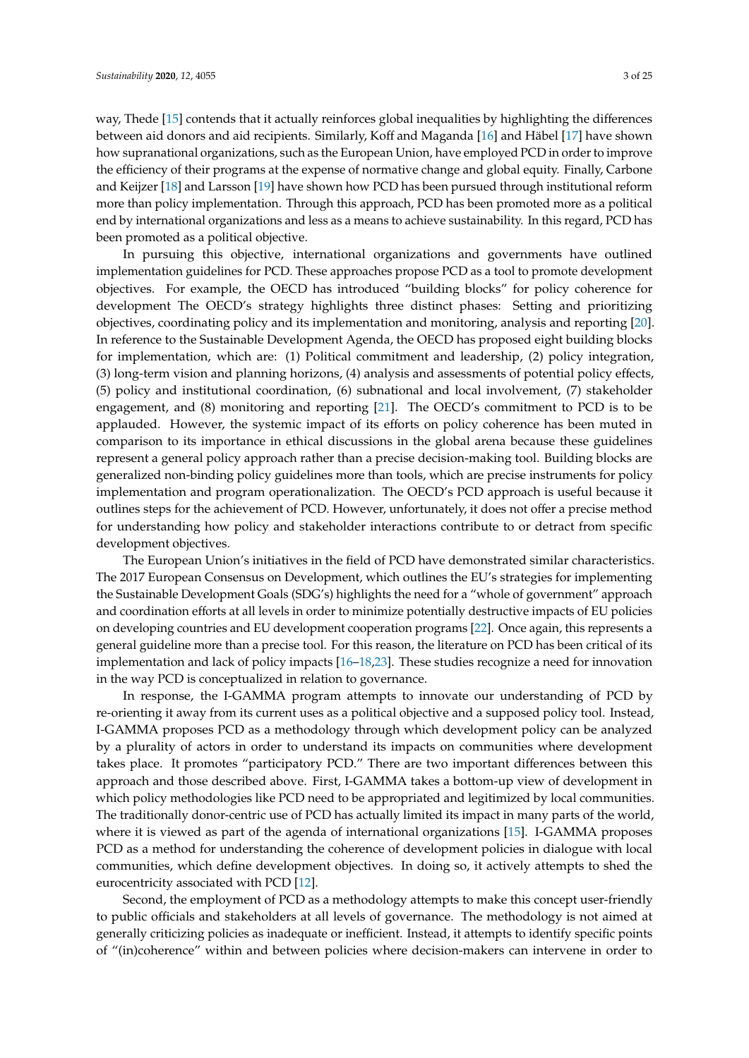way, Thede [15] contends that it actually reinforces global inequalities by highlighting the differences between aid donors and aid recipients. Similarly, Koff and Maganda [16] and Häbel [17] have shown how supranational organizations, such as the European Union, have employed PCD in order to improve the efficiency of their programs at the expense of normative change and global equity. Finally, Carbone and Keijzer [18] and Larsson [19] have shown how PCD has been pursued through institutional reform more than policy implementation. Through this approach, PCD has been promoted more as a political end by international organizations and less as a means to achieve sustainability. In this regard, PCD has been promoted as a political objective.

In pursuing this objective, international organizations and governments have outlined implementation guidelines for PCD. These approaches propose PCD as a tool to promote development objectives. For example, the OECD has introduced "building blocks" for policy coherence for development The OECD's strategy highlights three distinct phases: Setting and prioritizing objectives, coordinating policy and its implementation and monitoring, analysis and reporting [20]. In reference to the Sustainable Development Agenda, the OECD has proposed eight building blocks for implementation, which are: (1) Political commitment and leadership, (2) policy integration, (3) long-term vision and planning horizons, (4) analysis and assessments of potential policy effects, (5) policy and institutional coordination, (6) subnational and local involvement, (7) stakeholder engagement, and (8) monitoring and reporting [21]. The OECD's commitment to PCD is to be applauded. However, the systemic impact of its efforts on policy coherence has been muted in comparison to its importance in ethical discussions in the global arena because these guidelines represent a general policy approach rather than a precise decision-making tool. Building blocks are generalized non-binding policy guidelines more than tools, which are precise instruments for policy implementation and program operationalization. The OECD's PCD approach is useful because it outlines steps for the achievement of PCD. However, unfortunately, it does not offer a precise method for understanding how policy and stakeholder interactions contribute to or detract from specific development objectives.

The European Union's initiatives in the field of PCD have demonstrated similar characteristics. The 2017 European Consensus on Development, which outlines the EU's strategies for implementing the Sustainable Development Goals (SDG's) highlights the need for a "whole of government" approach and coordination efforts at all levels in order to minimize potentially destructive impacts of EU policies on developing countries and EU development cooperation programs [22]. Once again, this represents a general guideline more than a precise tool. For this reason, the literature on PCD has been critical of its implementation and lack of policy impacts [16–18,23]. These studies recognize a need for innovation in the way PCD is conceptualized in relation to governance.

In response, the I-GAMMA program attempts to innovate our understanding of PCD by re-orienting it away from its current uses as a political objective and a supposed policy tool. Instead, I-GAMMA proposes PCD as a methodology through which development policy can be analyzed by a plurality of actors in order to understand its impacts on communities where development takes place. It promotes "participatory PCD." There are two important differences between this approach and those described above. First, I-GAMMA takes a bottom-up view of development in which policy methodologies like PCD need to be appropriated and legitimized by local communities. The traditionally donor-centric use of PCD has actually limited its impact in many parts of the world, where it is viewed as part of the agenda of international organizations [15]. I-GAMMA proposes PCD as a method for understanding the coherence of development policies in dialogue with local communities, which define development objectives. In doing so, it actively attempts to shed the eurocentricity associated with PCD [12].

Second, the employment of PCD as a methodology attempts to make this concept user-friendly to public officials and stakeholders at all levels of governance. The methodology is not aimed at generally criticizing policies as inadequate or inefficient. Instead, it attempts to identify specific points of "(in)coherence" within and between policies where decision-makers can intervene in order to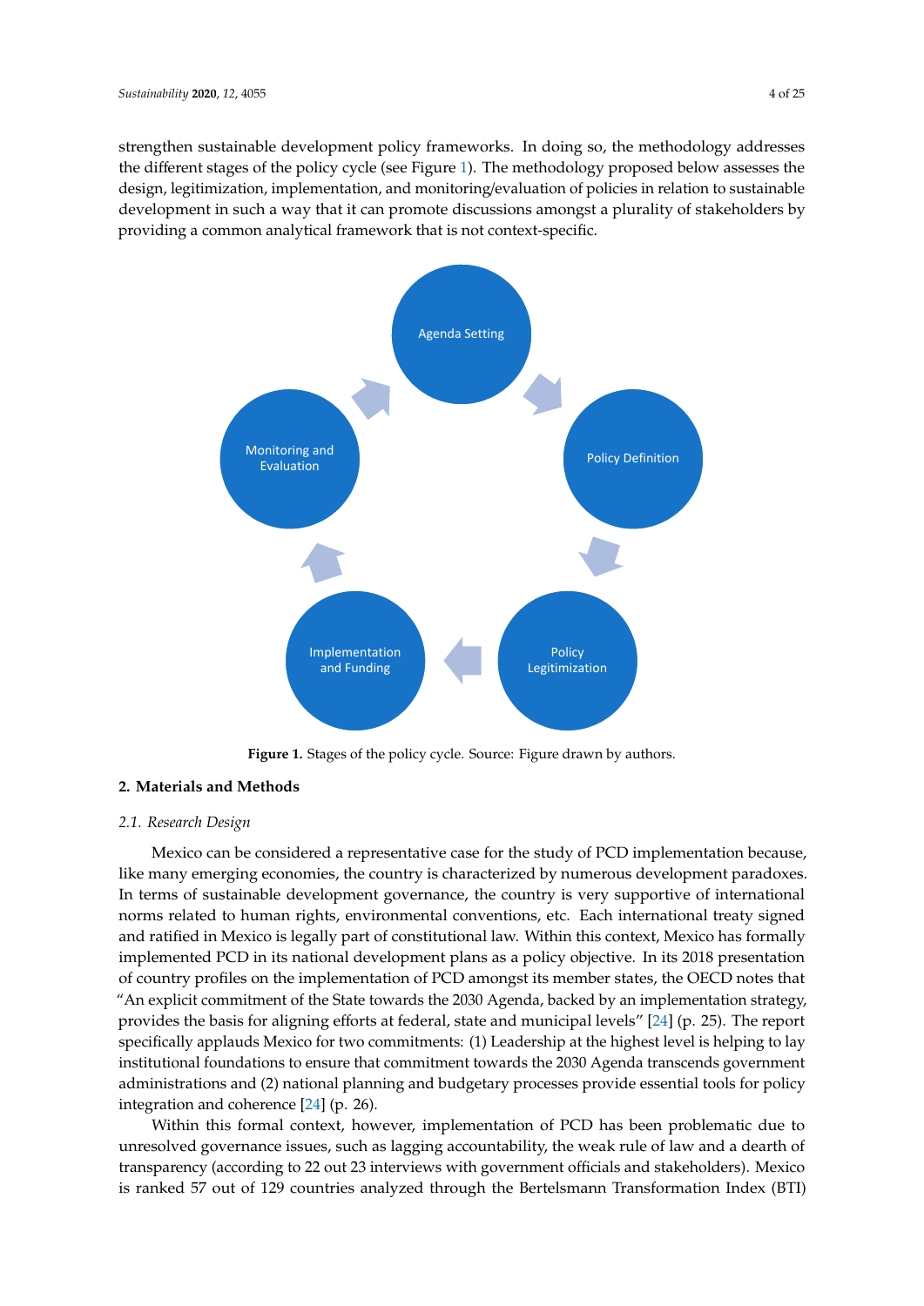strengthen sustainable development policy frameworks. In doing so, the methodology addresses the different stages of the policy cycle (see Figure 1). The methodology proposed below assesses the design, legitimization, implementation, and monitoring/evaluation of policies in relation to sustainable development in such a way that it can promote discussions amongst a plurality of stakeholders by providing a common analytical framework that is not context-specific.

Agenda Setting

Policy Definition

Policy Legitimization

Implementation and Funding

Monitoring and Evaluation

**Figure 1.** Stages of the policy cycle. Source: Figure drawn by authors.

## 2. Materials and Methods

### *2.1. Research Design*

Mexico can be considered a representative case for the study of PCD implementation because, like many emerging economies, the country is characterized by numerous development paradoxes. In terms of sustainable development governance, the country is very supportive of international norms related to human rights, environmental conventions, etc. Each international treaty signed and ratified in Mexico is legally part of constitutional law. Within this context, Mexico has formally implemented PCD in its national development plans as a policy objective. In its 2018 presentation of country profiles on the implementation of PCD amongst its member states, the OECD notes that "An explicit commitment of the State towards the 2030 Agenda, backed by an implementation strategy, provides the basis for aligning efforts at federal, state and municipal levels" [24] (p. 25). The report specifically applauds Mexico for two commitments: (1) Leadership at the highest level is helping to lay institutional foundations to ensure that commitment towards the 2030 Agenda transcends government administrations and (2) national planning and budgetary processes provide essential tools for policy integration and coherence [24] (p. 26).

Within this formal context, however, implementation of PCD has been problematic due to unresolved governance issues, such as lagging accountability, the weak rule of law and a dearth of transparency (according to 22 out 23 interviews with government officials and stakeholders). Mexico is ranked 57 out of 129 countries analyzed through the Bertelsmann Transformation Index (BTI)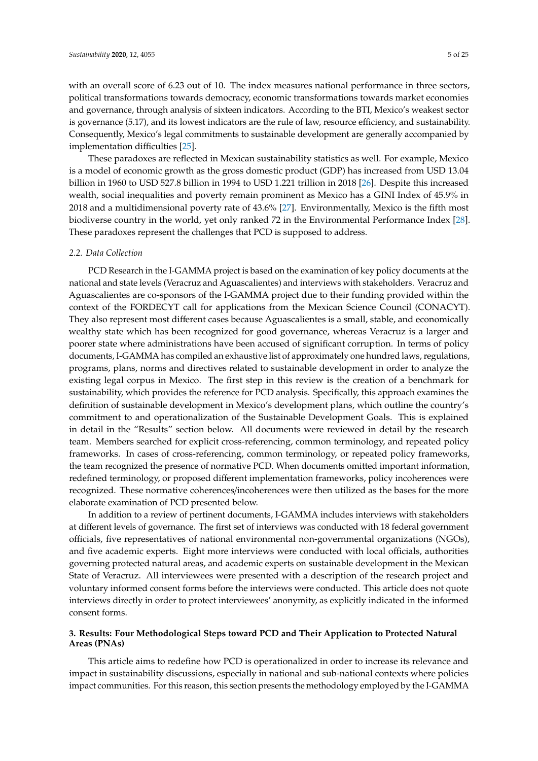with an overall score of 6.23 out of 10. The index measures national performance in three sectors, political transformations towards democracy, economic transformations towards market economies and governance, through analysis of sixteen indicators. According to the BTI, Mexico's weakest sector is governance (5.17), and its lowest indicators are the rule of law, resource efficiency, and sustainability. Consequently, Mexico's legal commitments to sustainable development are generally accompanied by implementation difficulties [25].

These paradoxes are reflected in Mexican sustainability statistics as well. For example, Mexico is a model of economic growth as the gross domestic product (GDP) has increased from USD 13.04 billion in 1960 to USD 527.8 billion in 1994 to USD 1.221 trillion in 2018 [26]. Despite this increased wealth, social inequalities and poverty remain prominent as Mexico has a GINI Index of 45.9% in 2018 and a multidimensional poverty rate of 43.6% [27]. Environmentally, Mexico is the fifth most biodiverse country in the world, yet only ranked 72 in the Environmental Performance Index [28]. These paradoxes represent the challenges that PCD is supposed to address.

### *2.2. Data Collection*

PCD Research in the I-GAMMA project is based on the examination of key policy documents at the national and state levels (Veracruz and Aguascalientes) and interviews with stakeholders. Veracruz and Aguascalientes are co-sponsors of the I-GAMMA project due to their funding provided within the context of the FORDECYT call for applications from the Mexican Science Council (CONACYT). They also represent most different cases because Aguascalientes is a small, stable, and economically wealthy state which has been recognized for good governance, whereas Veracruz is a larger and poorer state where administrations have been accused of significant corruption. In terms of policy documents, I-GAMMA has compiled an exhaustive list of approximately one hundred laws, regulations, programs, plans, norms and directives related to sustainable development in order to analyze the existing legal corpus in Mexico. The first step in this review is the creation of a benchmark for sustainability, which provides the reference for PCD analysis. Specifically, this approach examines the definition of sustainable development in Mexico's development plans, which outline the country's commitment to and operationalization of the Sustainable Development Goals. This is explained in detail in the "Results" section below. All documents were reviewed in detail by the research team. Members searched for explicit cross-referencing, common terminology, and repeated policy frameworks. In cases of cross-referencing, common terminology, or repeated policy frameworks, the team recognized the presence of normative PCD. When documents omitted important information, redefined terminology, or proposed different implementation frameworks, policy incoherences were recognized. These normative coherences/incoherences were then utilized as the bases for the more elaborate examination of PCD presented below.

In addition to a review of pertinent documents, I-GAMMA includes interviews with stakeholders at different levels of governance. The first set of interviews was conducted with 18 federal government officials, five representatives of national environmental non-governmental organizations (NGOs), and five academic experts. Eight more interviews were conducted with local officials, authorities governing protected natural areas, and academic experts on sustainable development in the Mexican State of Veracruz. All interviewees were presented with a description of the research project and voluntary informed consent forms before the interviews were conducted. This article does not quote interviews directly in order to protect interviewees' anonymity, as explicitly indicated in the informed consent forms.

## **3. Results: Four Methodological Steps toward PCD and Their Application to Protected Natural Areas (PNAs)**

This article aims to redefine how PCD is operationalized in order to increase its relevance and impact in sustainability discussions, especially in national and sub-national contexts where policies impact communities. For this reason, this section presents the methodology employed by the I-GAMMA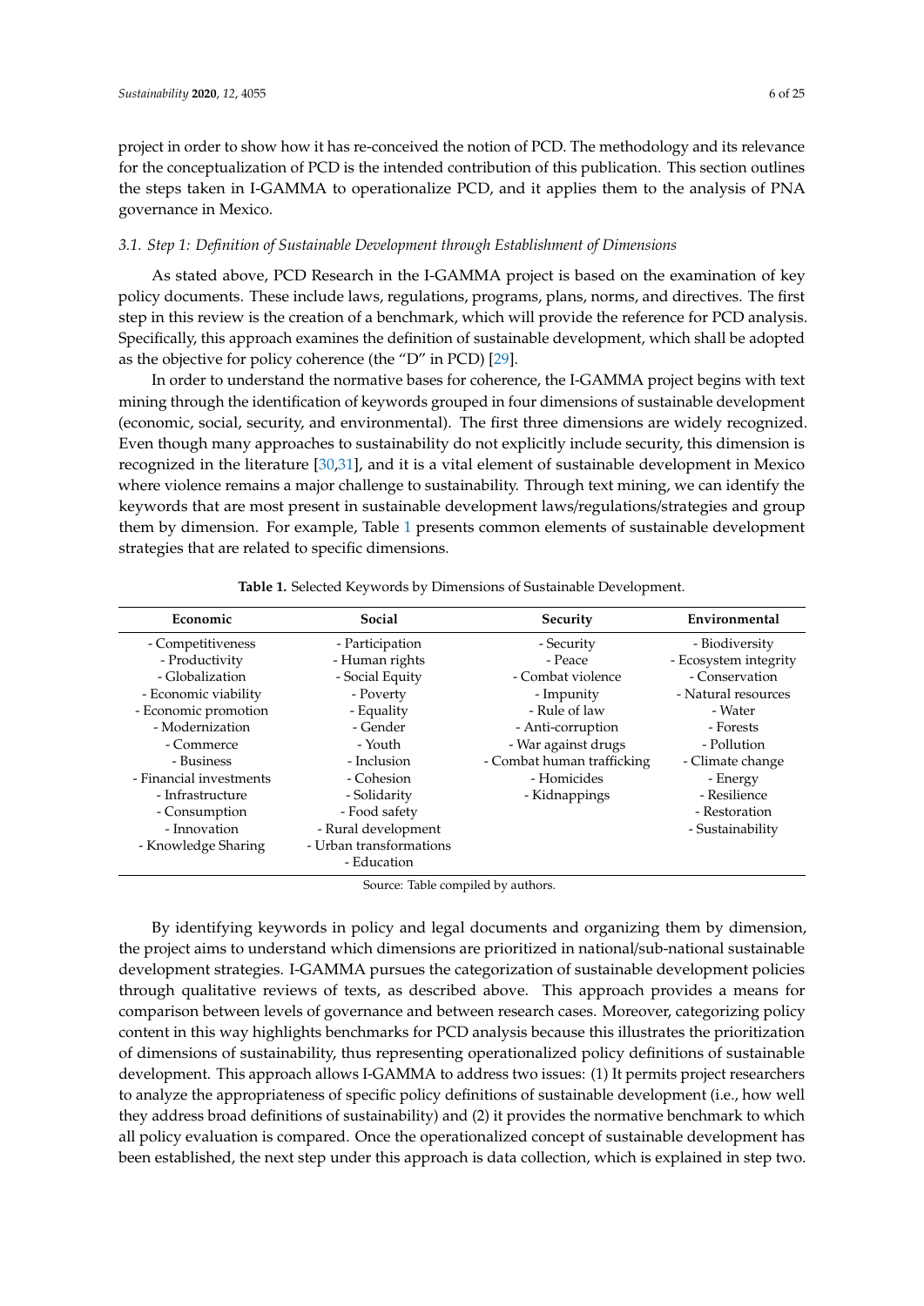project in order to show how it has re-conceived the notion of PCD. The methodology and its relevance for the conceptualization of PCD is the intended contribution of this publication. This section outlines the steps taken in I-GAMMA to operationalize PCD, and it applies them to the analysis of PNA governance in Mexico.

### 3.1. Step 1: Definition of Sustainable Development through Establishment of Dimensions

As stated above, PCD Research in the I-GAMMA project is based on the examination of key policy documents. These include laws, regulations, programs, plans, norms, and directives. The first step in this review is the creation of a benchmark, which will provide the reference for PCD analysis. Specifically, this approach examines the definition of sustainable development, which shall be adopted as the objective for policy coherence (the "D" in PCD) [29].

In order to understand the normative bases for coherence, the I-GAMMA project begins with text mining through the identification of keywords grouped in four dimensions of sustainable development (economic, social, security, and environmental). The first three dimensions are widely recognized. Even though many approaches to sustainability do not explicitly include security, this dimension is recognized in the literature [30,31], and it is a vital element of sustainable development in Mexico where violence remains a major challenge to sustainability. Through text mining, we can identify the keywords that are most present in sustainable development laws/regulations/strategies and group them by dimension. For example, Table 1 presents common elements of sustainable development strategies that are related to specific dimensions.

**Table 1.** Selected Keywords by Dimensions of Sustainable Development.

| Economic | Social | Security | Environmental |
|---|---|---|---|
| - Competitiveness | - Participation | - Security | - Biodiversity |
| - Productivity | - Human rights | - Peace | - Ecosystem integrity |
| - Globalization | - Social Equity | - Combat violence | - Conservation |
| - Economic viability | - Poverty | - Impunity | - Natural resources |
| - Economic promotion | - Equality | - Rule of law | - Water |
| - Modernization | - Gender | - Anti-corruption | - Forests |
| - Commerce | - Youth | - War against drugs | - Pollution |
| - Business | - Inclusion | - Combat human trafficking | - Climate change |
| - Financial investments | - Cohesion | - Homicides | - Energy |
| - Infrastructure | - Solidarity | - Kidnappings | - Resilience |
| - Consumption | - Food safety | | - Restoration |
| - Innovation | - Rural development | | - Sustainability |
| - Knowledge Sharing | - Urban transformations | | |
| | - Education | | |

Source: Table compiled by authors.

By identifying keywords in policy and legal documents and organizing them by dimension, the project aims to understand which dimensions are prioritized in national/sub-national sustainable development strategies. I-GAMMA pursues the categorization of sustainable development policies through qualitative reviews of texts, as described above. This approach provides a means for comparison between levels of governance and between research cases. Moreover, categorizing policy content in this way highlights benchmarks for PCD analysis because this illustrates the prioritization of dimensions of sustainability, thus representing operationalized policy definitions of sustainable development. This approach allows I-GAMMA to address two issues: (1) It permits project researchers to analyze the appropriateness of specific policy definitions of sustainable development (i.e., how well they address broad definitions of sustainability) and (2) it provides the normative benchmark to which all policy evaluation is compared. Once the operationalized concept of sustainable development has been established, the next step under this approach is data collection, which is explained in step two.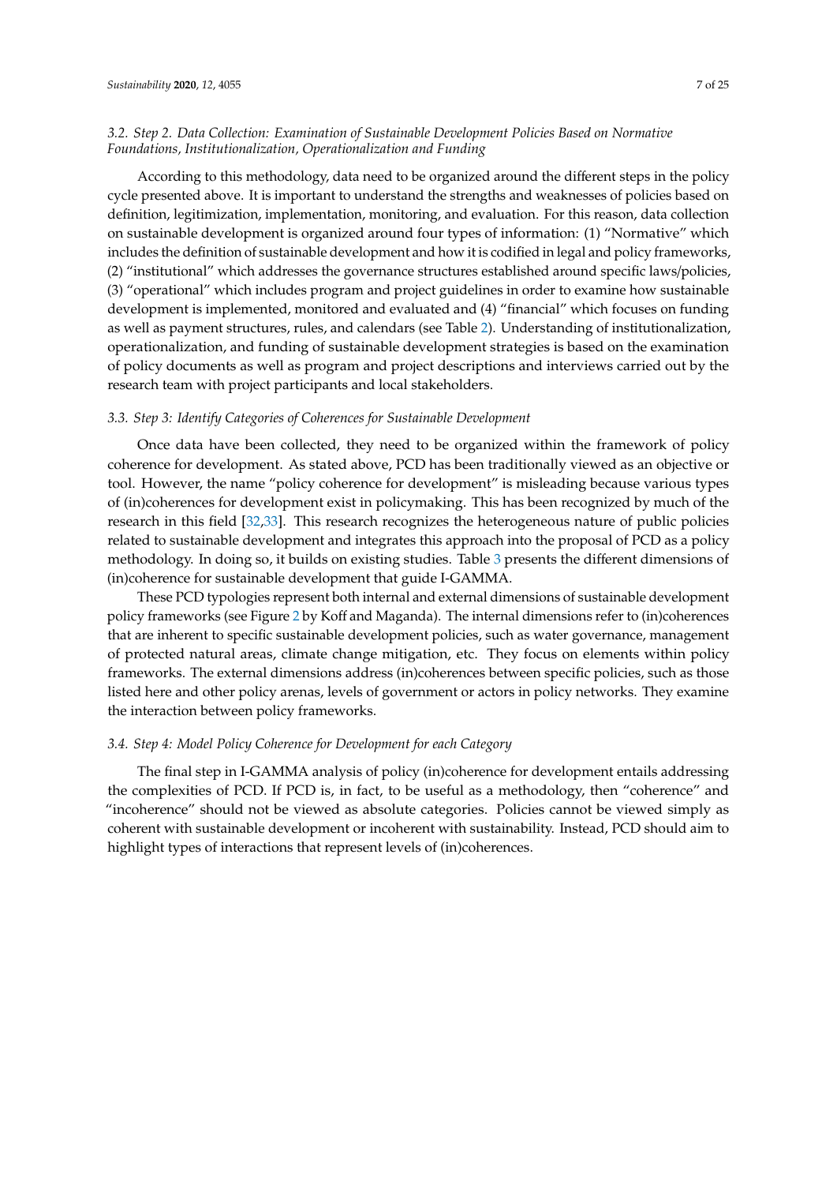### 3.2. Step 2. Data Collection: Examination of Sustainable Development Policies Based on Normative Foundations, Institutionalization, Operationalization and Funding

According to this methodology, data need to be organized around the different steps in the policy cycle presented above. It is important to understand the strengths and weaknesses of policies based on definition, legitimization, implementation, monitoring, and evaluation. For this reason, data collection on sustainable development is organized around four types of information: (1) "Normative" which includes the definition of sustainable development and how it is codified in legal and policy frameworks, (2) "institutional" which addresses the governance structures established around specific laws/policies, (3) "operational" which includes program and project guidelines in order to examine how sustainable development is implemented, monitored and evaluated and (4) "financial" which focuses on funding as well as payment structures, rules, and calendars (see Table 2). Understanding of institutionalization, operationalization, and funding of sustainable development strategies is based on the examination of policy documents as well as program and project descriptions and interviews carried out by the research team with project participants and local stakeholders.

### 3.3. Step 3: Identify Categories of Coherences for Sustainable Development

Once data have been collected, they need to be organized within the framework of policy coherence for development. As stated above, PCD has been traditionally viewed as an objective or tool. However, the name "policy coherence for development" is misleading because various types of (in)coherences for development exist in policymaking. This has been recognized by much of the research in this field [32,33]. This research recognizes the heterogeneous nature of public policies related to sustainable development and integrates this approach into the proposal of PCD as a policy methodology. In doing so, it builds on existing studies. Table 3 presents the different dimensions of (in)coherence for sustainable development that guide I-GAMMA.

These PCD typologies represent both internal and external dimensions of sustainable development policy frameworks (see Figure 2 by Koff and Maganda). The internal dimensions refer to (in)coherences that are inherent to specific sustainable development policies, such as water governance, management of protected natural areas, climate change mitigation, etc. They focus on elements within policy frameworks. The external dimensions address (in)coherences between specific policies, such as those listed here and other policy arenas, levels of government or actors in policy networks. They examine the interaction between policy frameworks.

### 3.4. Step 4: Model Policy Coherence for Development for each Category

The final step in I-GAMMA analysis of policy (in)coherence for development entails addressing the complexities of PCD. If PCD is, in fact, to be useful as a methodology, then "coherence" and "incoherence" should not be viewed as absolute categories. Policies cannot be viewed simply as coherent with sustainable development or incoherent with sustainability. Instead, PCD should aim to highlight types of interactions that represent levels of (in)coherences.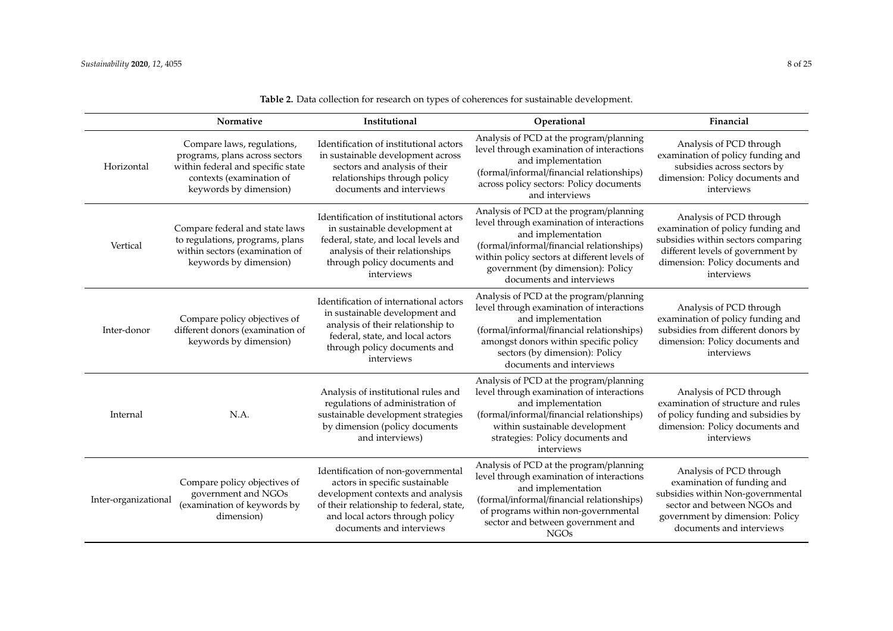**Table 2.** Data collection for research on types of coherences for sustainable development.

| | Normative | Institutional | Operational | Financial |
|---|---|---|---|---|
| Horizontal | Compare laws, regulations, programs, plans across sectors within federal and specific state contexts (examination of keywords by dimension) | Identification of institutional actors in sustainable development across sectors and analysis of their relationships through policy documents and interviews | Analysis of PCD at the program/planning level through examination of interactions and implementation (formal/informal/financial relationships) across policy sectors: Policy documents and interviews | Analysis of PCD through examination of policy funding and subsidies across sectors by dimension: Policy documents and interviews |
| Vertical | Compare federal and state laws to regulations, programs, plans within sectors (examination of keywords by dimension) | Identification of institutional actors in sustainable development at federal, state, and local levels and analysis of their relationships through policy documents and interviews | Analysis of PCD at the program/planning level through examination of interactions and implementation (formal/informal/financial relationships) within policy sectors at different levels of government (by dimension): Policy documents and interviews | Analysis of PCD through examination of policy funding and subsidies within sectors comparing different levels of government by dimension: Policy documents and interviews |
| Inter-donor | Compare policy objectives of different donors (examination of keywords by dimension) | Identification of international actors in sustainable development and analysis of their relationship to federal, state, and local actors through policy documents and interviews | Analysis of PCD at the program/planning level through examination of interactions and implementation (formal/informal/financial relationships) amongst donors within specific policy sectors (by dimension): Policy documents and interviews | Analysis of PCD through examination of policy funding and subsidies from different donors by dimension: Policy documents and interviews |
| Internal | N.A. | Analysis of institutional rules and regulations of administration of sustainable development strategies by dimension (policy documents and interviews) | Analysis of PCD at the program/planning level through examination of interactions and implementation (formal/informal/financial relationships) within sustainable development strategies: Policy documents and interviews | Analysis of PCD through examination of structure and rules of policy funding and subsidies by dimension: Policy documents and interviews |
| Inter-organizational | Compare policy objectives of government and NGOs (examination of keywords by dimension) | Identification of non-governmental actors in specific sustainable development contexts and analysis of their relationship to federal, state, and local actors through policy documents and interviews | Analysis of PCD at the program/planning level through examination of interactions and implementation (formal/informal/financial relationships) of programs within non-governmental sector and between government and NGOs | Analysis of PCD through examination of funding and subsidies within Non-governmental sector and between NGOs and government by dimension: Policy documents and interviews |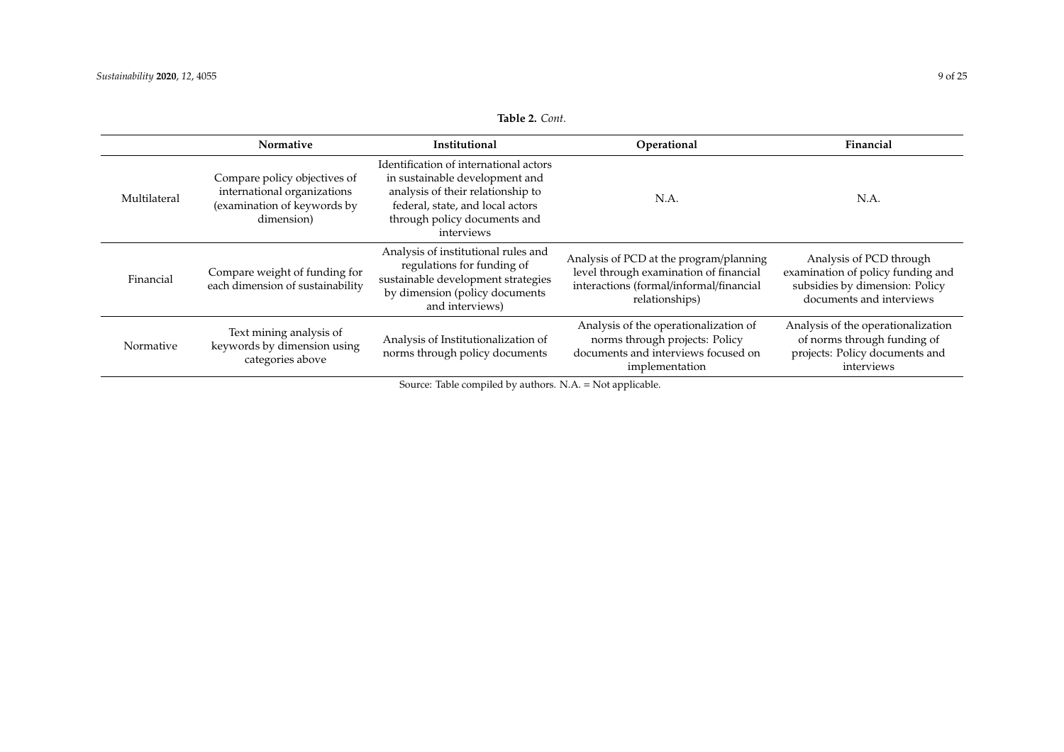**Table 2.** *Cont.*

| | Normative | Institutional | Operational | Financial |
|---|---|---|---|---|
| Multilateral | Compare policy objectives of international organizations (examination of keywords by dimension) | Identification of international actors in sustainable development and analysis of their relationship to federal, state, and local actors through policy documents and interviews | N.A. | N.A. |
| Financial | Compare weight of funding for each dimension of sustainability | Analysis of institutional rules and regulations for funding of sustainable development strategies by dimension (policy documents and interviews) | Analysis of PCD at the program/planning level through examination of financial interactions (formal/informal/financial relationships) | Analysis of PCD through examination of policy funding and subsidies by dimension: Policy documents and interviews |
| Normative | Text mining analysis of keywords by dimension using categories above | Analysis of Institutionalization of norms through policy documents | Analysis of the operationalization of norms through projects: Policy documents and interviews focused on implementation | Analysis of the operationalization of norms through funding of projects: Policy documents and interviews |

Source: Table compiled by authors. N.A. = Not applicable.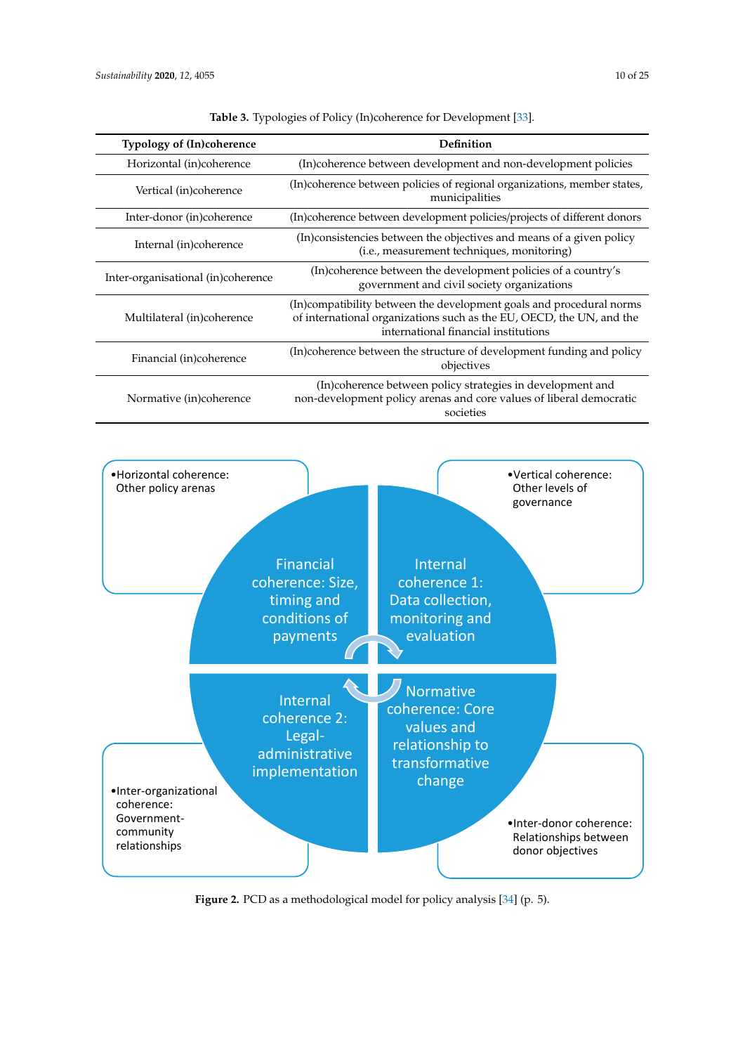**Table 3.** Typologies of Policy (In)coherence for Development [33].

| Typology of (In)coherence | Definition |
|---|---|
| Horizontal (in)coherence | (In)coherence between development and non-development policies |
| Vertical (in)coherence | (In)coherence between policies of regional organizations, member states, municipalities |
| Inter-donor (in)coherence | (In)coherence between development policies/projects of different donors |
| Internal (in)coherence | (In)consistencies between the objectives and means of a given policy (i.e., measurement techniques, monitoring) |
| Inter-organisational (in)coherence | (In)coherence between the development policies of a country's government and civil society organizations |
| Multilateral (in)coherence | (In)compatibility between the development goals and procedural norms of international organizations such as the EU, OECD, the UN, and the international financial institutions |
| Financial (in)coherence | (In)coherence between the structure of development funding and policy objectives |
| Normative (in)coherence | (In)coherence between policy strategies in development and non-development policy arenas and core values of liberal democratic societies |

- Horizontal coherence: Other policy arenas
- Vertical coherence: Other levels of governance
- Inter-organizational coherence: Government-community relationships
- Inter-donor coherence: Relationships between donor objectives

Financial coherence: Size, timing and conditions of payments

Internal coherence 1: Data collection, monitoring and evaluation

Internal coherence 2: Legal-administrative implementation

Normative coherence: Core values and relationship to transformative change

**Figure 2.** PCD as a methodological model for policy analysis [34] (p. 5).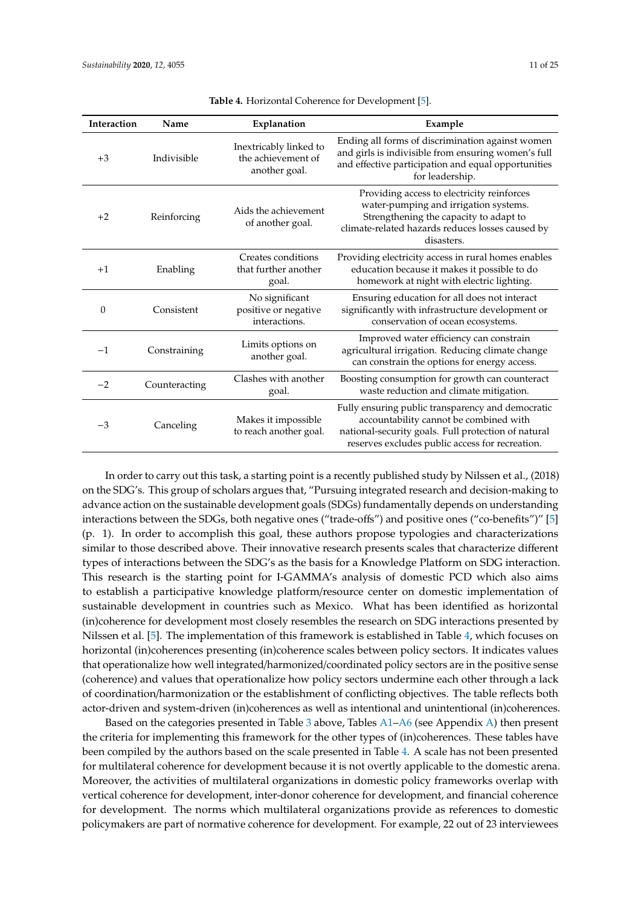**Table 4.** Horizontal Coherence for Development [5].

| Interaction | Name | Explanation | Example |
| --- | --- | --- | --- |
| +3 | Indivisible | Inextricably linked to the achievement of another goal. | Ending all forms of discrimination against women and girls is indivisible from ensuring women's full and effective participation and equal opportunities for leadership. |
| +2 | Reinforcing | Aids the achievement of another goal. | Providing access to electricity reinforces water-pumping and irrigation systems. Strengthening the capacity to adapt to climate-related hazards reduces losses caused by disasters. |
| +1 | Enabling | Creates conditions that further another goal. | Providing electricity access in rural homes enables education because it makes it possible to do homework at night with electric lighting. |
| 0 | Consistent | No significant positive or negative interactions. | Ensuring education for all does not interact significantly with infrastructure development or conservation of ocean ecosystems. |
| −1 | Constraining | Limits options on another goal. | Improved water efficiency can constrain agricultural irrigation. Reducing climate change can constrain the options for energy access. |
| −2 | Counteracting | Clashes with another goal. | Boosting consumption for growth can counteract waste reduction and climate mitigation. |
| −3 | Canceling | Makes it impossible to reach another goal. | Fully ensuring public transparency and democratic accountability cannot be combined with national-security goals. Full protection of natural reserves excludes public access for recreation. |

In order to carry out this task, a starting point is a recently published study by Nilssen et al., (2018) on the SDG's. This group of scholars argues that, "Pursuing integrated research and decision-making to advance action on the sustainable development goals (SDGs) fundamentally depends on understanding interactions between the SDGs, both negative ones ("trade-offs") and positive ones ("co-benefits")" [5] (p. 1). In order to accomplish this goal, these authors propose typologies and characterizations similar to those described above. Their innovative research presents scales that characterize different types of interactions between the SDG's as the basis for a Knowledge Platform on SDG interaction. This research is the starting point for I-GAMMA's analysis of domestic PCD which also aims to establish a participative knowledge platform/resource center on domestic implementation of sustainable development in countries such as Mexico. What has been identified as horizontal (in)coherence for development most closely resembles the research on SDG interactions presented by Nilssen et al. [5]. The implementation of this framework is established in Table 4, which focuses on horizontal (in)coherences presenting (in)coherence scales between policy sectors. It indicates values that operationalize how well integrated/harmonized/coordinated policy sectors are in the positive sense (coherence) and values that operationalize how policy sectors undermine each other through a lack of coordination/harmonization or the establishment of conflicting objectives. The table reflects both actor-driven and system-driven (in)coherences as well as intentional and unintentional (in)coherences.

Based on the categories presented in Table 3 above, Tables A1–A6 (see Appendix A) then present the criteria for implementing this framework for the other types of (in)coherences. These tables have been compiled by the authors based on the scale presented in Table 4. A scale has not been presented for multilateral coherence for development because it is not overtly applicable to the domestic arena. Moreover, the activities of multilateral organizations in domestic policy frameworks overlap with vertical coherence for development, inter-donor coherence for development, and financial coherence for development. The norms which multilateral organizations provide as references to domestic policymakers are part of normative coherence for development. For example, 22 out of 23 interviewees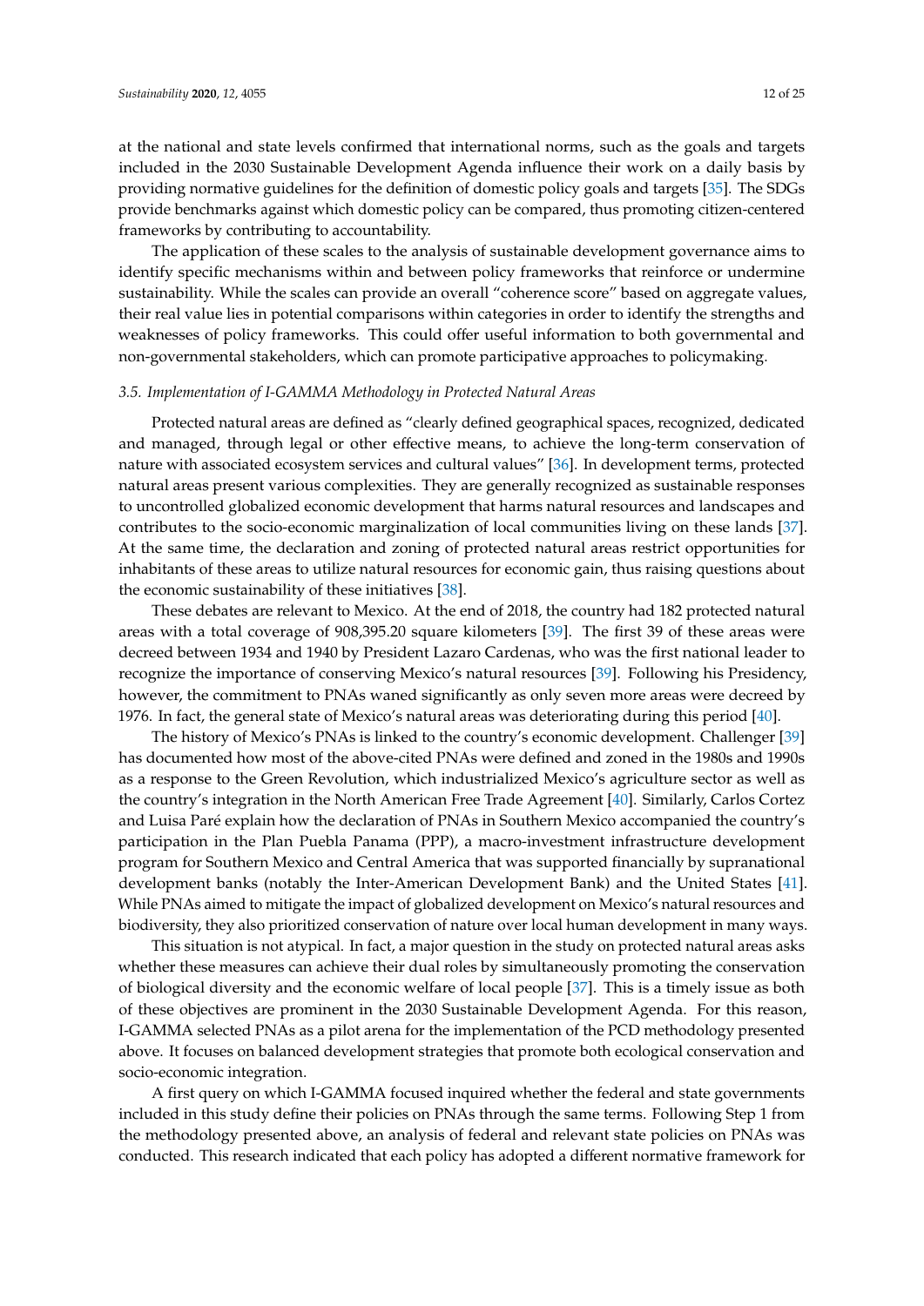at the national and state levels confirmed that international norms, such as the goals and targets included in the 2030 Sustainable Development Agenda influence their work on a daily basis by providing normative guidelines for the definition of domestic policy goals and targets [35]. The SDGs provide benchmarks against which domestic policy can be compared, thus promoting citizen-centered frameworks by contributing to accountability.

The application of these scales to the analysis of sustainable development governance aims to identify specific mechanisms within and between policy frameworks that reinforce or undermine sustainability. While the scales can provide an overall "coherence score" based on aggregate values, their real value lies in potential comparisons within categories in order to identify the strengths and weaknesses of policy frameworks. This could offer useful information to both governmental and non-governmental stakeholders, which can promote participative approaches to policymaking.

### *3.5. Implementation of I-GAMMA Methodology in Protected Natural Areas*

Protected natural areas are defined as "clearly defined geographical spaces, recognized, dedicated and managed, through legal or other effective means, to achieve the long-term conservation of nature with associated ecosystem services and cultural values" [36]. In development terms, protected natural areas present various complexities. They are generally recognized as sustainable responses to uncontrolled globalized economic development that harms natural resources and landscapes and contributes to the socio-economic marginalization of local communities living on these lands [37]. At the same time, the declaration and zoning of protected natural areas restrict opportunities for inhabitants of these areas to utilize natural resources for economic gain, thus raising questions about the economic sustainability of these initiatives [38].

These debates are relevant to Mexico. At the end of 2018, the country had 182 protected natural areas with a total coverage of 908,395.20 square kilometers [39]. The first 39 of these areas were decreed between 1934 and 1940 by President Lazaro Cardenas, who was the first national leader to recognize the importance of conserving Mexico's natural resources [39]. Following his Presidency, however, the commitment to PNAs waned significantly as only seven more areas were decreed by 1976. In fact, the general state of Mexico's natural areas was deteriorating during this period [40].

The history of Mexico's PNAs is linked to the country's economic development. Challenger [39] has documented how most of the above-cited PNAs were defined and zoned in the 1980s and 1990s as a response to the Green Revolution, which industrialized Mexico's agriculture sector as well as the country's integration in the North American Free Trade Agreement [40]. Similarly, Carlos Cortez and Luisa Paré explain how the declaration of PNAs in Southern Mexico accompanied the country's participation in the Plan Puebla Panama (PPP), a macro-investment infrastructure development program for Southern Mexico and Central America that was supported financially by supranational development banks (notably the Inter-American Development Bank) and the United States [41]. While PNAs aimed to mitigate the impact of globalized development on Mexico's natural resources and biodiversity, they also prioritized conservation of nature over local human development in many ways.

This situation is not atypical. In fact, a major question in the study on protected natural areas asks whether these measures can achieve their dual roles by simultaneously promoting the conservation of biological diversity and the economic welfare of local people [37]. This is a timely issue as both of these objectives are prominent in the 2030 Sustainable Development Agenda. For this reason, I-GAMMA selected PNAs as a pilot arena for the implementation of the PCD methodology presented above. It focuses on balanced development strategies that promote both ecological conservation and socio-economic integration.

A first query on which I-GAMMA focused inquired whether the federal and state governments included in this study define their policies on PNAs through the same terms. Following Step 1 from the methodology presented above, an analysis of federal and relevant state policies on PNAs was conducted. This research indicated that each policy has adopted a different normative framework for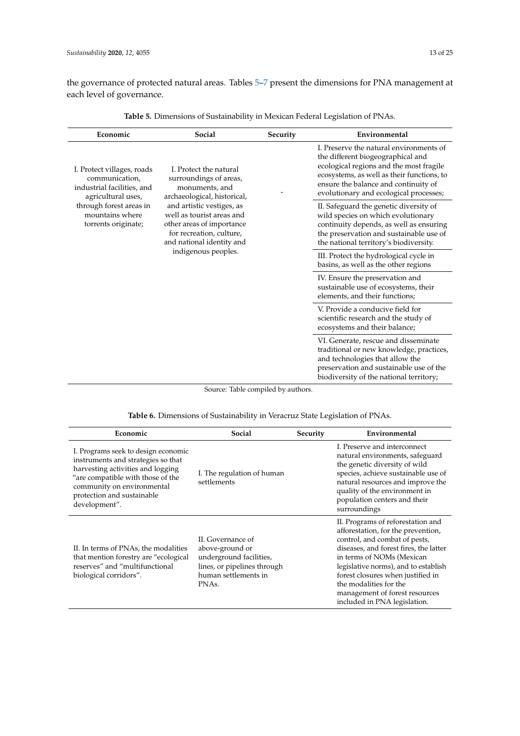the governance of protected natural areas. Tables 5–7 present the dimensions for PNA management at each level of governance.

**Table 5.** Dimensions of Sustainability in Mexican Federal Legislation of PNAs.

| Economic | Social | Security | Environmental |
|---|---|---|---|
| I. Protect villages, roads communication, industrial facilities, and agricultural uses, through forest areas in mountains where torrents originate; | I. Protect the natural surroundings of areas, monuments, and archaeological, historical, and artistic vestiges, as well as tourist areas and other areas of importance for recreation, culture, and national identity and indigenous peoples. | - | I. Preserve the natural environments of the different biogeographical and ecological regions and the most fragile ecosystems, as well as their functions, to ensure the balance and continuity of evolutionary and ecological processes; |
| | | | II. Safeguard the genetic diversity of wild species on which evolutionary continuity depends, as well as ensuring the preservation and sustainable use of the national territory's biodiversity. |
| | | | III. Protect the hydrological cycle in basins, as well as the other regions |
| | | | IV. Ensure the preservation and sustainable use of ecosystems, their elements, and their functions; |
| | | | V. Provide a conducive field for scientific research and the study of ecosystems and their balance; |
| | | | VI. Generate, rescue and disseminate traditional or new knowledge, practices, and technologies that allow the preservation and sustainable use of the biodiversity of the national territory; |

Source: Table compiled by authors.

**Table 6.** Dimensions of Sustainability in Veracruz State Legislation of PNAs.

| Economic | Social | Security | Environmental |
|---|---|---|---|
| I. Programs seek to design economic instruments and strategies so that harvesting activities and logging "are compatible with those of the community on environmental protection and sustainable development". | I. The regulation of human settlements | | I. Preserve and interconnect natural environments, safeguard the genetic diversity of wild species, achieve sustainable use of natural resources and improve the quality of the environment in population centers and their surroundings |
| II. In terms of PNAs, the modalities that mention forestry are "ecological reserves" and "multifunctional biological corridors". | II. Governance of above-ground or underground facilities, lines, or pipelines through human settlements in PNAs. | | II. Programs of reforestation and afforestation, for the prevention, control, and combat of pests, diseases, and forest fires, the latter in terms of NOMs (Mexican legislative norms), and to establish forest closures when justified in the modalities for the management of forest resources included in PNA legislation. |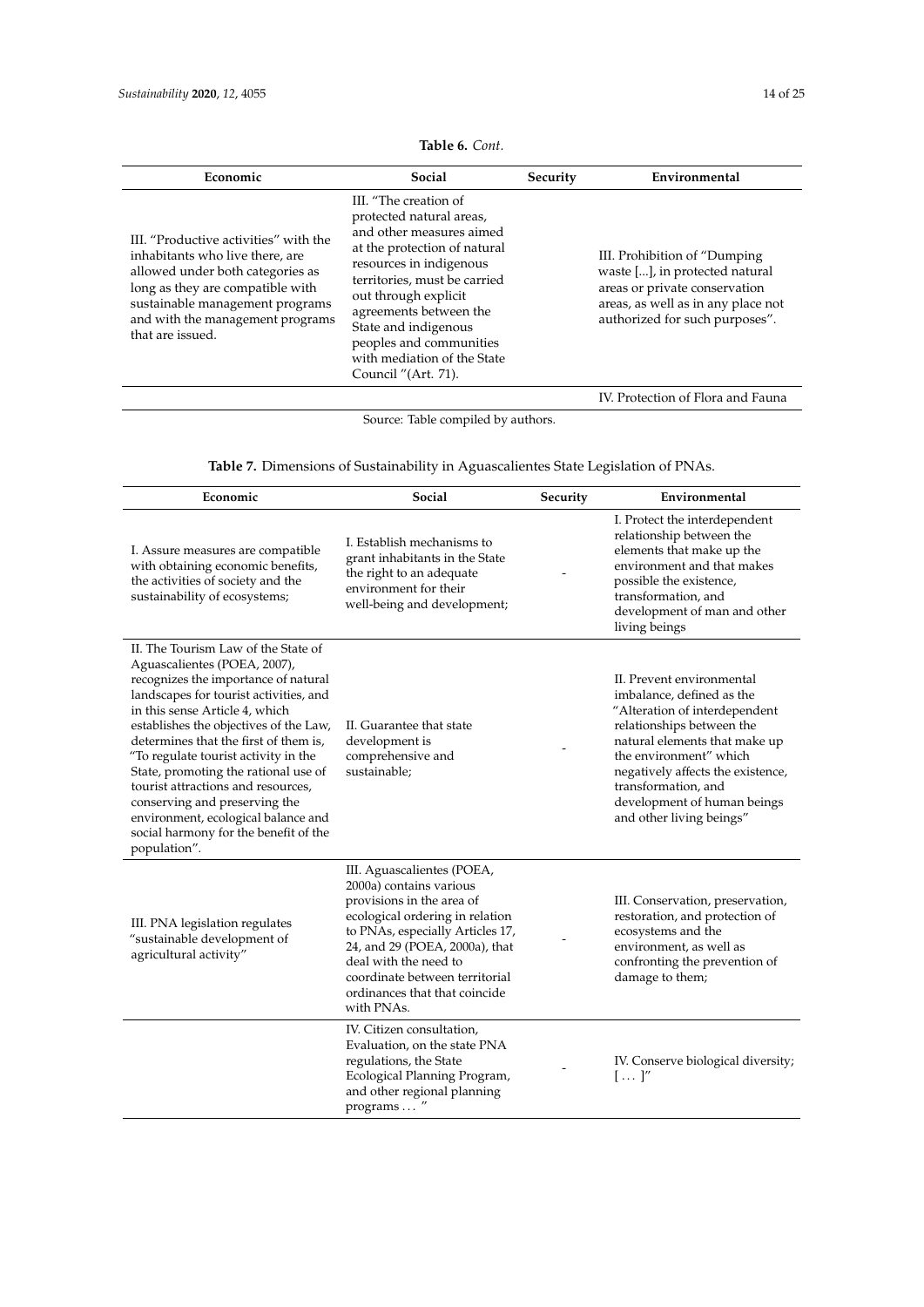**Table 6.** *Cont.*

| Economic | Social | Security | Environmental |
|---|---|---|---|
| III. "Productive activities" with the inhabitants who live there, are allowed under both categories as long as they are compatible with sustainable management programs and with the management programs that are issued. | III. "The creation of protected natural areas, and other measures aimed at the protection of natural resources in indigenous territories, must be carried out through explicit agreements between the State and indigenous peoples and communities with mediation of the State Council "(Art. 71). | | III. Prohibition of "Dumping waste [...], in protected natural areas or private conservation areas, as well as in any place not authorized for such purposes". |
| | | | IV. Protection of Flora and Fauna |

Source: Table compiled by authors.

**Table 7.** Dimensions of Sustainability in Aguascalientes State Legislation of PNAs.

| Economic | Social | Security | Environmental |
|---|---|---|---|
| I. Assure measures are compatible with obtaining economic benefits, the activities of society and the sustainability of ecosystems; | I. Establish mechanisms to grant inhabitants in the State the right to an adequate environment for their well-being and development; | - | I. Protect the interdependent relationship between the elements that make up the environment and that makes possible the existence, transformation, and development of man and other living beings |
| II. The Tourism Law of the State of Aguascalientes (POEA, 2007), recognizes the importance of natural landscapes for tourist activities, and in this sense Article 4, which establishes the objectives of the Law, determines that the first of them is, "To regulate tourist activity in the State, promoting the rational use of tourist attractions and resources, conserving and preserving the environment, ecological balance and social harmony for the benefit of the population". | II. Guarantee that state development is comprehensive and sustainable; | - | II. Prevent environmental imbalance, defined as the "Alteration of interdependent relationships between the natural elements that make up the environment" which negatively affects the existence, transformation, and development of human beings and other living beings" |
| III. PNA legislation regulates "sustainable development of agricultural activity" | III. Aguascalientes (POEA, 2000a) contains various provisions in the area of ecological ordering in relation to PNAs, especially Articles 17, 24, and 29 (POEA, 2000a), that deal with the need to coordinate between territorial ordinances that that coincide with PNAs. | - | III. Conservation, preservation, restoration, and protection of ecosystems and the environment, as well as confronting the prevention of damage to them; |
| | IV. Citizen consultation, Evaluation, on the state PNA regulations, the State Ecological Planning Program, and other regional planning programs ... " | - | IV. Conserve biological diversity; [ ... ]" |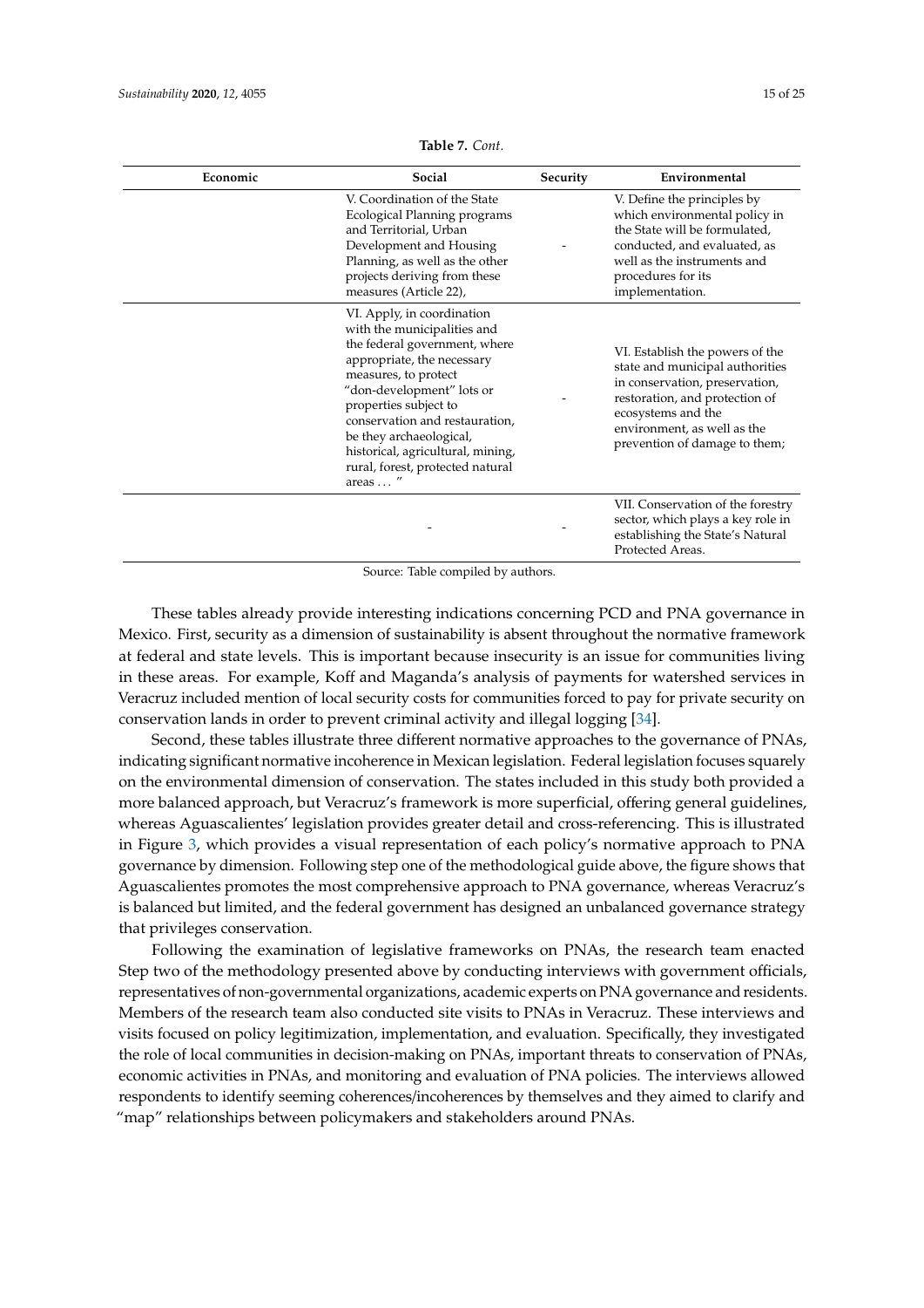**Table 7.** *Cont.*

| Economic | Social | Security | Environmental |
| --- | --- | --- | --- |
| | V. Coordination of the State Ecological Planning programs and Territorial, Urban Development and Housing Planning, as well as the other projects deriving from these measures (Article 22), | - | V. Define the principles by which environmental policy in the State will be formulated, conducted, and evaluated, as well as the instruments and procedures for its implementation. |
| | VI. Apply, in coordination with the municipalities and the federal government, where appropriate, the necessary measures, to protect "don-development" lots or properties subject to conservation and restauration, be they archaeological, historical, agricultural, mining, rural, forest, protected natural areas ... " | - | VI. Establish the powers of the state and municipal authorities in conservation, preservation, restoration, and protection of ecosystems and the environment, as well as the prevention of damage to them; |
| | - | - | VII. Conservation of the forestry sector, which plays a key role in establishing the State's Natural Protected Areas. |

Source: Table compiled by authors.

These tables already provide interesting indications concerning PCD and PNA governance in Mexico. First, security as a dimension of sustainability is absent throughout the normative framework at federal and state levels. This is important because insecurity is an issue for communities living in these areas. For example, Koff and Maganda's analysis of payments for watershed services in Veracruz included mention of local security costs for communities forced to pay for private security on conservation lands in order to prevent criminal activity and illegal logging [34].

Second, these tables illustrate three different normative approaches to the governance of PNAs, indicating significant normative incoherence in Mexican legislation. Federal legislation focuses squarely on the environmental dimension of conservation. The states included in this study both provided a more balanced approach, but Veracruz's framework is more superficial, offering general guidelines, whereas Aguascalientes' legislation provides greater detail and cross-referencing. This is illustrated in Figure 3, which provides a visual representation of each policy's normative approach to PNA governance by dimension. Following step one of the methodological guide above, the figure shows that Aguascalientes promotes the most comprehensive approach to PNA governance, whereas Veracruz's is balanced but limited, and the federal government has designed an unbalanced governance strategy that privileges conservation.

Following the examination of legislative frameworks on PNAs, the research team enacted Step two of the methodology presented above by conducting interviews with government officials, representatives of non-governmental organizations, academic experts on PNA governance and residents. Members of the research team also conducted site visits to PNAs in Veracruz. These interviews and visits focused on policy legitimization, implementation, and evaluation. Specifically, they investigated the role of local communities in decision-making on PNAs, important threats to conservation of PNAs, economic activities in PNAs, and monitoring and evaluation of PNA policies. The interviews allowed respondents to identify seeming coherences/incoherences by themselves and they aimed to clarify and "map" relationships between policymakers and stakeholders around PNAs.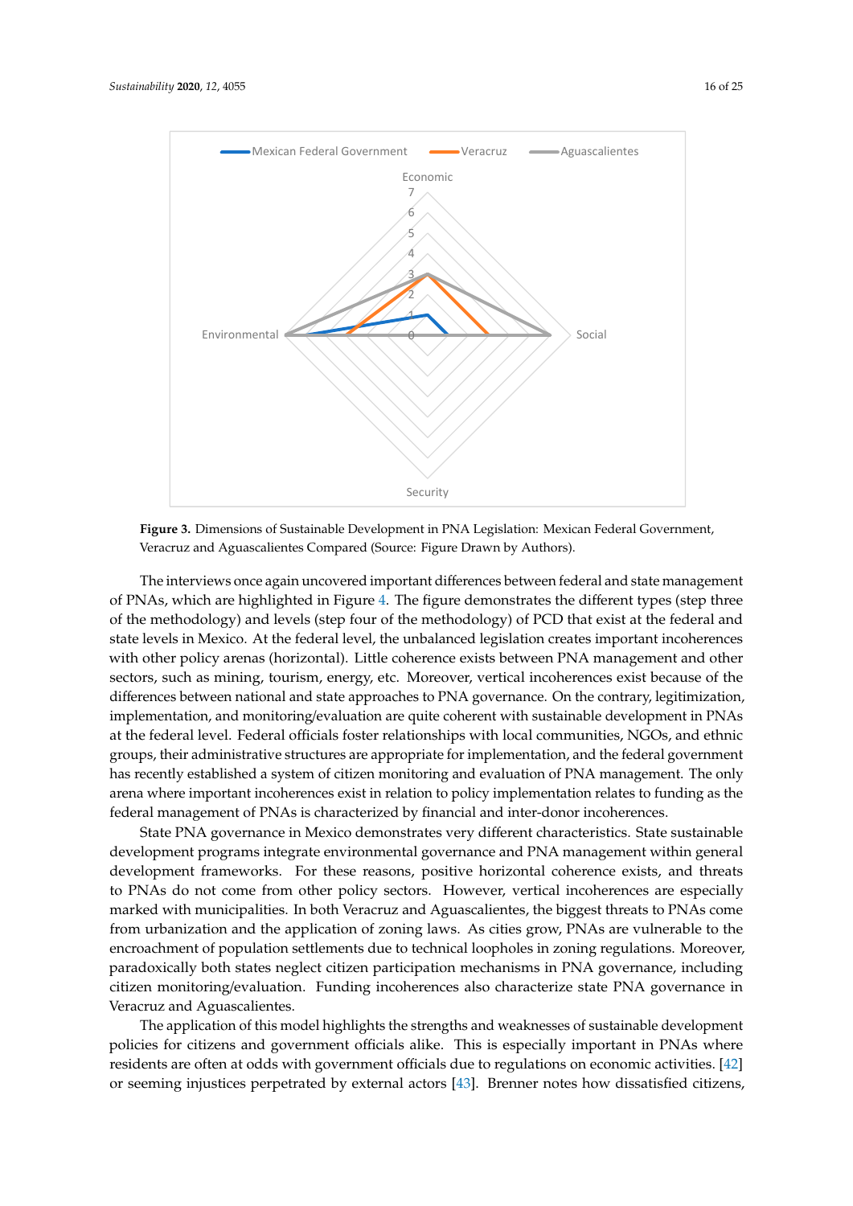Figure 3. Dimensions of Sustainable Development in PNA Legislation: Mexican Federal Government, Veracruz and Aguascalientes Compared (Source: Figure Drawn by Authors).

The interviews once again uncovered important differences between federal and state management of PNAs, which are highlighted in Figure 4. The figure demonstrates the different types (step three of the methodology) and levels (step four of the methodology) of PCD that exist at the federal and state levels in Mexico. At the federal level, the unbalanced legislation creates important incoherences with other policy arenas (horizontal). Little coherence exists between PNA management and other sectors, such as mining, tourism, energy, etc. Moreover, vertical incoherences exist because of the differences between national and state approaches to PNA governance. On the contrary, legitimization, implementation, and monitoring/evaluation are quite coherent with sustainable development in PNAs at the federal level. Federal officials foster relationships with local communities, NGOs, and ethnic groups, their administrative structures are appropriate for implementation, and the federal government has recently established a system of citizen monitoring and evaluation of PNA management. The only arena where important incoherences exist in relation to policy implementation relates to funding as the federal management of PNAs is characterized by financial and inter-donor incoherences.

State PNA governance in Mexico demonstrates very different characteristics. State sustainable development programs integrate environmental governance and PNA management within general development frameworks. For these reasons, positive horizontal coherence exists, and threats to PNAs do not come from other policy sectors. However, vertical incoherences are especially marked with municipalities. In both Veracruz and Aguascalientes, the biggest threats to PNAs come from urbanization and the application of zoning laws. As cities grow, PNAs are vulnerable to the encroachment of population settlements due to technical loopholes in zoning regulations. Moreover, paradoxically both states neglect citizen participation mechanisms in PNA governance, including citizen monitoring/evaluation. Funding incoherences also characterize state PNA governance in Veracruz and Aguascalientes.

The application of this model highlights the strengths and weaknesses of sustainable development policies for citizens and government officials alike. This is especially important in PNAs where residents are often at odds with government officials due to regulations on economic activities. [42] or seeming injustices perpetrated by external actors [43]. Brenner notes how dissatisfied citizens,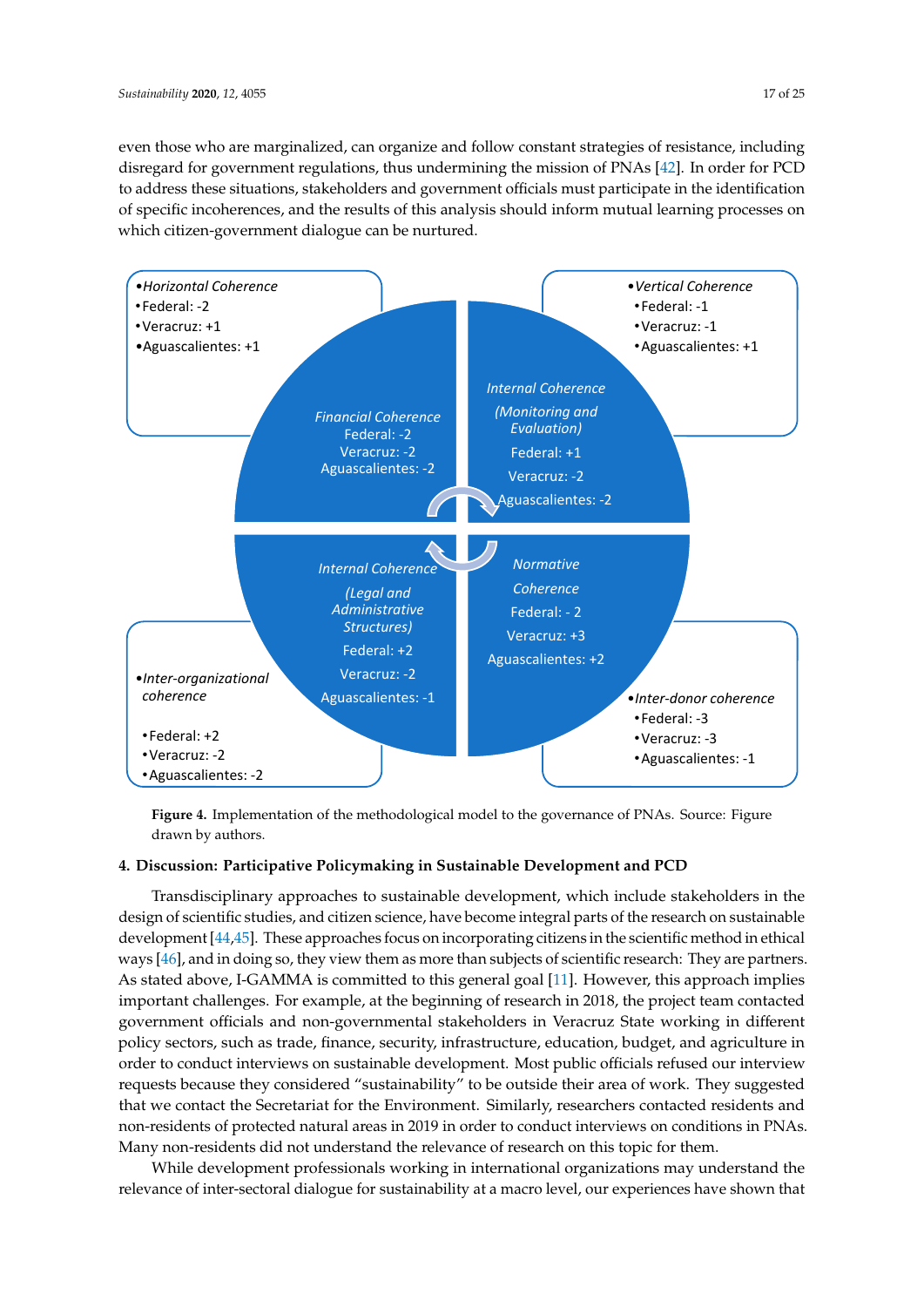even those who are marginalized, can organize and follow constant strategies of resistance, including disregard for government regulations, thus undermining the mission of PNAs [42]. In order for PCD to address these situations, stakeholders and government officials must participate in the identification of specific incoherences, and the results of this analysis should inform mutual learning processes on which citizen-government dialogue can be nurtured.

- *Horizontal Coherence*
  - Federal: -2
  - Veracruz: +1
  - Aguascalientes: +1

- *Vertical Coherence*
  - Federal: -1
  - Veracruz: -1
  - Aguascalientes: +1

*Financial Coherence*
Federal: -2
Veracruz: -2
Aguascalientes: -2

*Internal Coherence*
*(Monitoring and Evaluation)*
Federal: +1
Veracruz: -2
Aguascalientes: -2

*Internal Coherence*
*(Legal and Administrative Structures)*
Federal: +2
Veracruz: -2
Aguascalientes: -1

*Normative Coherence*
Federal: - 2
Veracruz: +3
Aguascalientes: +2

- *Inter-organizational coherence*
  - Federal: +2
  - Veracruz: -2
  - Aguascalientes: -2

- *Inter-donor coherence*
  - Federal: -3
  - Veracruz: -3
  - Aguascalientes: -1

**Figure 4.** Implementation of the methodological model to the governance of PNAs. Source: Figure drawn by authors.

## 4. Discussion: Participative Policymaking in Sustainable Development and PCD

Transdisciplinary approaches to sustainable development, which include stakeholders in the design of scientific studies, and citizen science, have become integral parts of the research on sustainable development [44,45]. These approaches focus on incorporating citizens in the scientific method in ethical ways [46], and in doing so, they view them as more than subjects of scientific research: They are partners. As stated above, I-GAMMA is committed to this general goal [11]. However, this approach implies important challenges. For example, at the beginning of research in 2018, the project team contacted government officials and non-governmental stakeholders in Veracruz State working in different policy sectors, such as trade, finance, security, infrastructure, education, budget, and agriculture in order to conduct interviews on sustainable development. Most public officials refused our interview requests because they considered "sustainability" to be outside their area of work. They suggested that we contact the Secretariat for the Environment. Similarly, researchers contacted residents and non-residents of protected natural areas in 2019 in order to conduct interviews on conditions in PNAs. Many non-residents did not understand the relevance of research on this topic for them.

While development professionals working in international organizations may understand the relevance of inter-sectoral dialogue for sustainability at a macro level, our experiences have shown that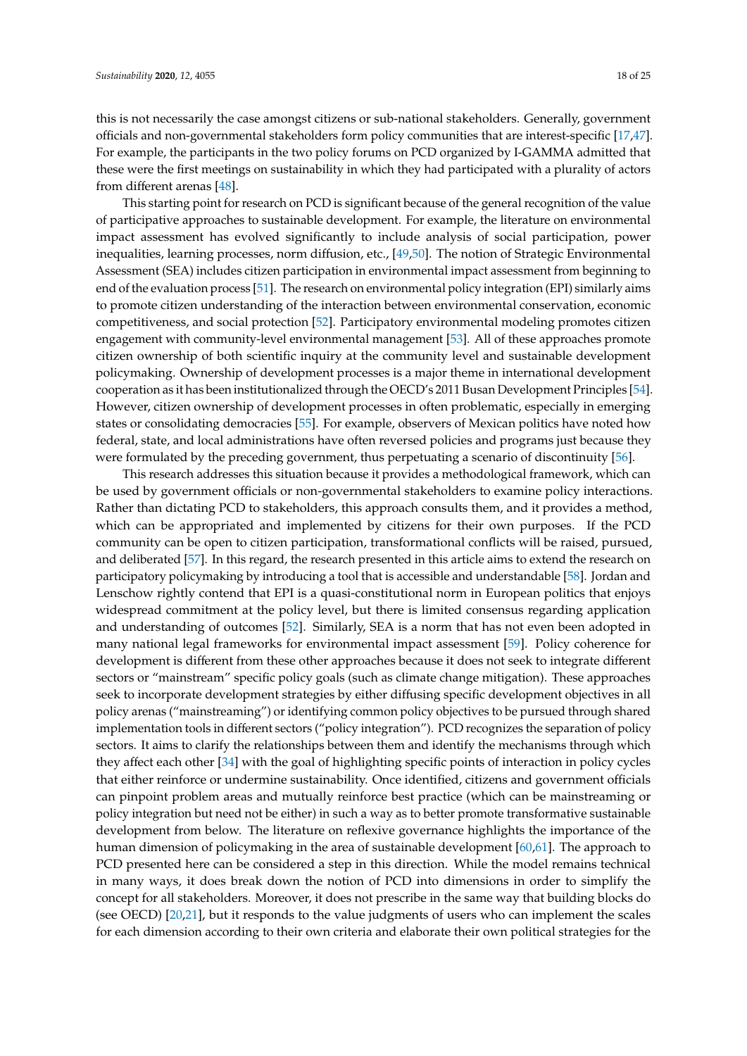this is not necessarily the case amongst citizens or sub-national stakeholders. Generally, government officials and non-governmental stakeholders form policy communities that are interest-specific [17,47]. For example, the participants in the two policy forums on PCD organized by I-GAMMA admitted that these were the first meetings on sustainability in which they had participated with a plurality of actors from different arenas [48].

This starting point for research on PCD is significant because of the general recognition of the value of participative approaches to sustainable development. For example, the literature on environmental impact assessment has evolved significantly to include analysis of social participation, power inequalities, learning processes, norm diffusion, etc., [49,50]. The notion of Strategic Environmental Assessment (SEA) includes citizen participation in environmental impact assessment from beginning to end of the evaluation process [51]. The research on environmental policy integration (EPI) similarly aims to promote citizen understanding of the interaction between environmental conservation, economic competitiveness, and social protection [52]. Participatory environmental modeling promotes citizen engagement with community-level environmental management [53]. All of these approaches promote citizen ownership of both scientific inquiry at the community level and sustainable development policymaking. Ownership of development processes is a major theme in international development cooperation as it has been institutionalized through the OECD's 2011 Busan Development Principles [54]. However, citizen ownership of development processes in often problematic, especially in emerging states or consolidating democracies [55]. For example, observers of Mexican politics have noted how federal, state, and local administrations have often reversed policies and programs just because they were formulated by the preceding government, thus perpetuating a scenario of discontinuity [56].

This research addresses this situation because it provides a methodological framework, which can be used by government officials or non-governmental stakeholders to examine policy interactions. Rather than dictating PCD to stakeholders, this approach consults them, and it provides a method, which can be appropriated and implemented by citizens for their own purposes. If the PCD community can be open to citizen participation, transformational conflicts will be raised, pursued, and deliberated [57]. In this regard, the research presented in this article aims to extend the research on participatory policymaking by introducing a tool that is accessible and understandable [58]. Jordan and Lenschow rightly contend that EPI is a quasi-constitutional norm in European politics that enjoys widespread commitment at the policy level, but there is limited consensus regarding application and understanding of outcomes [52]. Similarly, SEA is a norm that has not even been adopted in many national legal frameworks for environmental impact assessment [59]. Policy coherence for development is different from these other approaches because it does not seek to integrate different sectors or "mainstream" specific policy goals (such as climate change mitigation). These approaches seek to incorporate development strategies by either diffusing specific development objectives in all policy arenas ("mainstreaming") or identifying common policy objectives to be pursued through shared implementation tools in different sectors ("policy integration"). PCD recognizes the separation of policy sectors. It aims to clarify the relationships between them and identify the mechanisms through which they affect each other [34] with the goal of highlighting specific points of interaction in policy cycles that either reinforce or undermine sustainability. Once identified, citizens and government officials can pinpoint problem areas and mutually reinforce best practice (which can be mainstreaming or policy integration but need not be either) in such a way as to better promote transformative sustainable development from below. The literature on reflexive governance highlights the importance of the human dimension of policymaking in the area of sustainable development [60,61]. The approach to PCD presented here can be considered a step in this direction. While the model remains technical in many ways, it does break down the notion of PCD into dimensions in order to simplify the concept for all stakeholders. Moreover, it does not prescribe in the same way that building blocks do (see OECD) [20,21], but it responds to the value judgments of users who can implement the scales for each dimension according to their own criteria and elaborate their own political strategies for the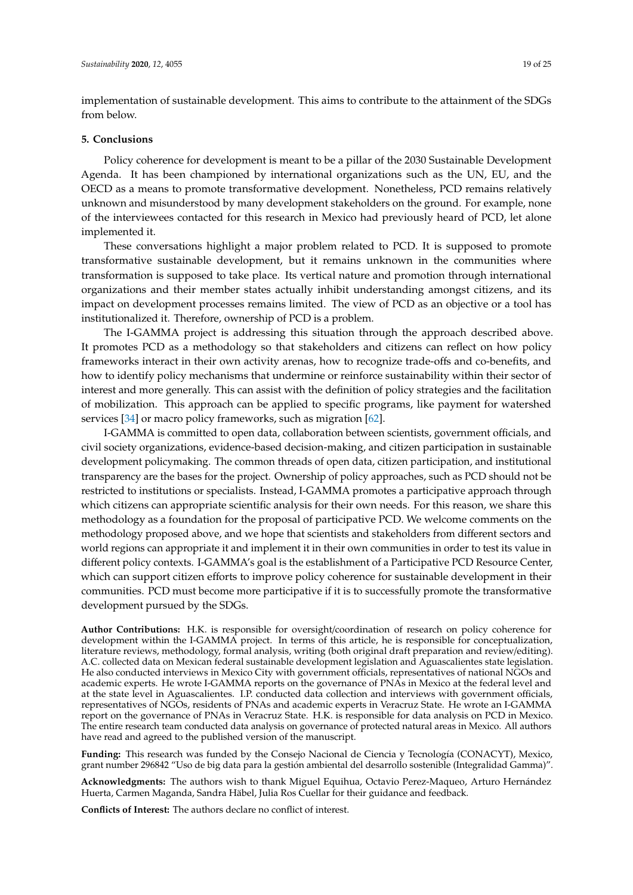implementation of sustainable development. This aims to contribute to the attainment of the SDGs from below.

## 5. Conclusions

Policy coherence for development is meant to be a pillar of the 2030 Sustainable Development Agenda. It has been championed by international organizations such as the UN, EU, and the OECD as a means to promote transformative development. Nonetheless, PCD remains relatively unknown and misunderstood by many development stakeholders on the ground. For example, none of the interviewees contacted for this research in Mexico had previously heard of PCD, let alone implemented it.

These conversations highlight a major problem related to PCD. It is supposed to promote transformative sustainable development, but it remains unknown in the communities where transformation is supposed to take place. Its vertical nature and promotion through international organizations and their member states actually inhibit understanding amongst citizens, and its impact on development processes remains limited. The view of PCD as an objective or a tool has institutionalized it. Therefore, ownership of PCD is a problem.

The I-GAMMA project is addressing this situation through the approach described above. It promotes PCD as a methodology so that stakeholders and citizens can reflect on how policy frameworks interact in their own activity arenas, how to recognize trade-offs and co-benefits, and how to identify policy mechanisms that undermine or reinforce sustainability within their sector of interest and more generally. This can assist with the definition of policy strategies and the facilitation of mobilization. This approach can be applied to specific programs, like payment for watershed services [34] or macro policy frameworks, such as migration [62].

I-GAMMA is committed to open data, collaboration between scientists, government officials, and civil society organizations, evidence-based decision-making, and citizen participation in sustainable development policymaking. The common threads of open data, citizen participation, and institutional transparency are the bases for the project. Ownership of policy approaches, such as PCD should not be restricted to institutions or specialists. Instead, I-GAMMA promotes a participative approach through which citizens can appropriate scientific analysis for their own needs. For this reason, we share this methodology as a foundation for the proposal of participative PCD. We welcome comments on the methodology proposed above, and we hope that scientists and stakeholders from different sectors and world regions can appropriate it and implement it in their own communities in order to test its value in different policy contexts. I-GAMMA's goal is the establishment of a Participative PCD Resource Center, which can support citizen efforts to improve policy coherence for sustainable development in their communities. PCD must become more participative if it is to successfully promote the transformative development pursued by the SDGs.

**Author Contributions:** H.K. is responsible for oversight/coordination of research on policy coherence for development within the I-GAMMA project. In terms of this article, he is responsible for conceptualization, literature reviews, methodology, formal analysis, writing (both original draft preparation and review/editing). A.C. collected data on Mexican federal sustainable development legislation and Aguascalientes state legislation. He also conducted interviews in Mexico City with government officials, representatives of national NGOs and academic experts. He wrote I-GAMMA reports on the governance of PNAs in Mexico at the federal level and at the state level in Aguascalientes. I.P. conducted data collection and interviews with government officials, representatives of NGOs, residents of PNAs and academic experts in Veracruz State. He wrote an I-GAMMA report on the governance of PNAs in Veracruz State. H.K. is responsible for data analysis on PCD in Mexico. The entire research team conducted data analysis on governance of protected natural areas in Mexico. All authors have read and agreed to the published version of the manuscript.

**Funding:** This research was funded by the Consejo Nacional de Ciencia y Tecnología (CONACYT), Mexico, grant number 296842 "Uso de big data para la gestión ambiental del desarrollo sostenible (Integralidad Gamma)".

**Acknowledgments:** The authors wish to thank Miguel Equihua, Octavio Perez-Maqueo, Arturo Hernández Huerta, Carmen Maganda, Sandra Häbel, Julia Ros Cuellar for their guidance and feedback.

**Conflicts of Interest:** The authors declare no conflict of interest.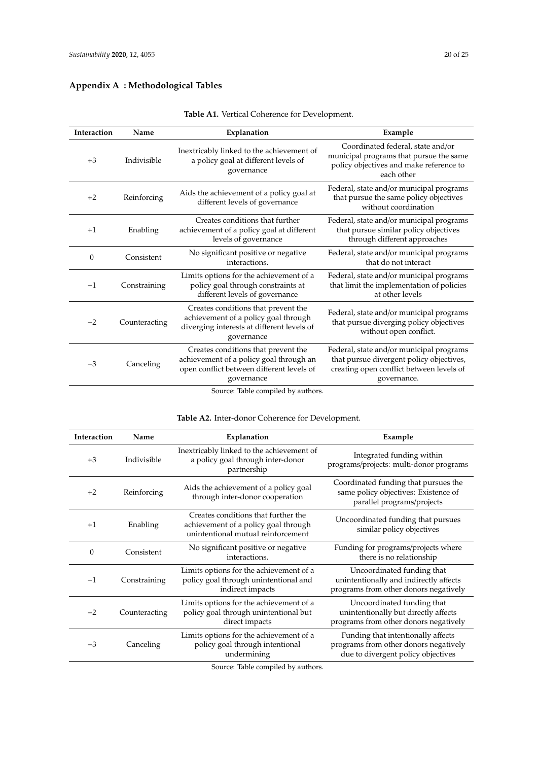## Appendix A : Methodological Tables

**Table A1.** Vertical Coherence for Development.

| Interaction | Name | Explanation | Example |
|---|---|---|---|
| +3 | Indivisible | Inextricably linked to the achievement of a policy goal at different levels of governance | Coordinated federal, state and/or municipal programs that pursue the same policy objectives and make reference to each other |
| +2 | Reinforcing | Aids the achievement of a policy goal at different levels of governance | Federal, state and/or municipal programs that pursue the same policy objectives without coordination |
| +1 | Enabling | Creates conditions that further achievement of a policy goal at different levels of governance | Federal, state and/or municipal programs that pursue similar policy objectives through different approaches |
| 0 | Consistent | No significant positive or negative interactions. | Federal, state and/or municipal programs that do not interact |
| −1 | Constraining | Limits options for the achievement of a policy goal through constraints at different levels of governance | Federal, state and/or municipal programs that limit the implementation of policies at other levels |
| −2 | Counteracting | Creates conditions that prevent the achievement of a policy goal through diverging interests at different levels of governance | Federal, state and/or municipal programs that pursue diverging policy objectives without open conflict. |
| −3 | Canceling | Creates conditions that prevent the achievement of a policy goal through an open conflict between different levels of governance | Federal, state and/or municipal programs that pursue divergent policy objectives, creating open conflict between levels of governance. |

Source: Table compiled by authors.

**Table A2.** Inter-donor Coherence for Development.

| Interaction | Name | Explanation | Example |
|---|---|---|---|
| +3 | Indivisible | Inextricably linked to the achievement of a policy goal through inter-donor partnership | Integrated funding within programs/projects: multi-donor programs |
| +2 | Reinforcing | Aids the achievement of a policy goal through inter-donor cooperation | Coordinated funding that pursues the same policy objectives: Existence of parallel programs/projects |
| +1 | Enabling | Creates conditions that further the achievement of a policy goal through unintentional mutual reinforcement | Uncoordinated funding that pursues similar policy objectives |
| 0 | Consistent | No significant positive or negative interactions. | Funding for programs/projects where there is no relationship |
| −1 | Constraining | Limits options for the achievement of a policy goal through unintentional and indirect impacts | Uncoordinated funding that unintentionally and indirectly affects programs from other donors negatively |
| −2 | Counteracting | Limits options for the achievement of a policy goal through unintentional but direct impacts | Uncoordinated funding that unintentionally but directly affects programs from other donors negatively |
| −3 | Canceling | Limits options for the achievement of a policy goal through intentional undermining | Funding that intentionally affects programs from other donors negatively due to divergent policy objectives |

Source: Table compiled by authors.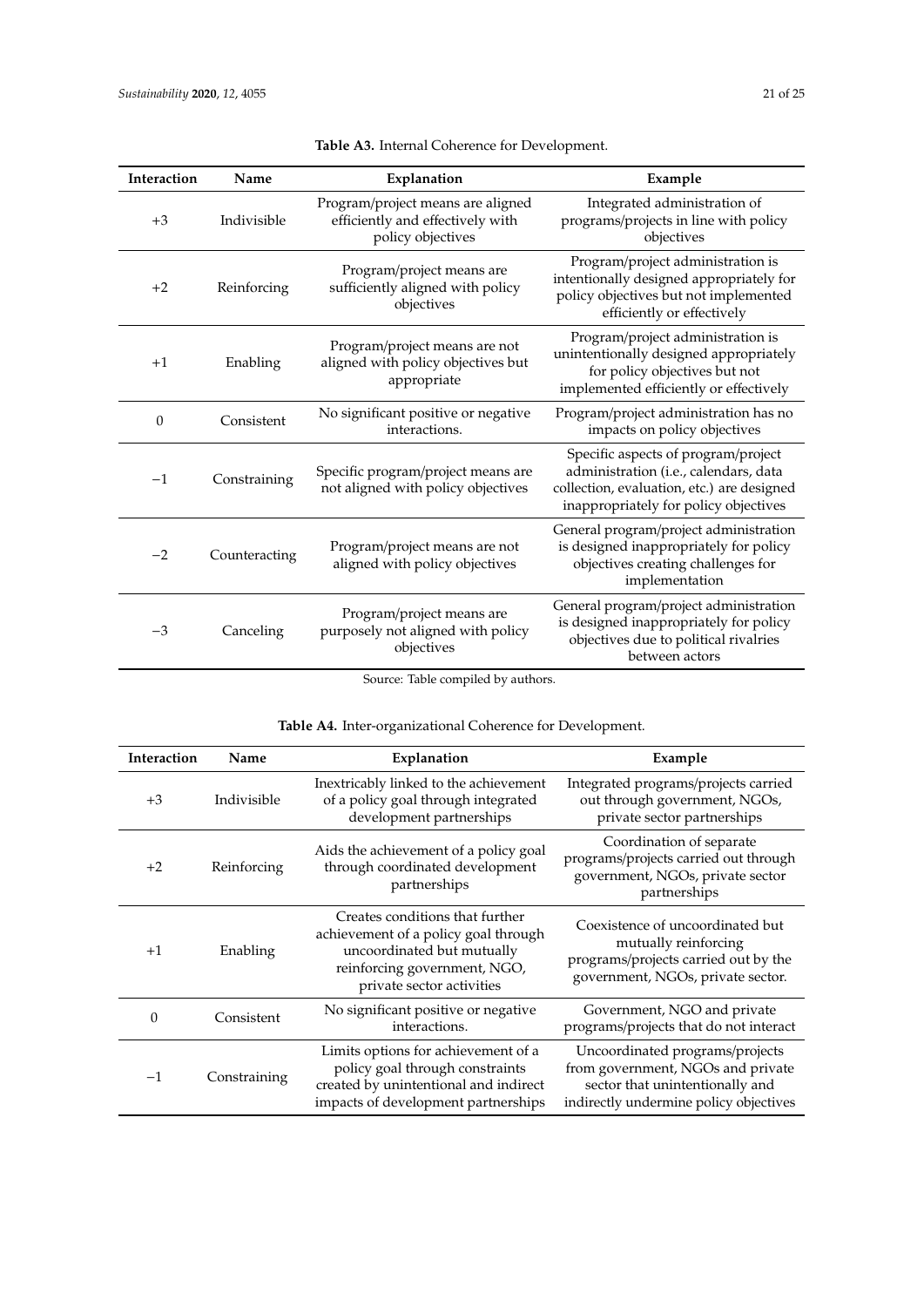**Table A3.** Internal Coherence for Development.

| Interaction | Name | Explanation | Example |
|---|---|---|---|
| +3 | Indivisible | Program/project means are aligned efficiently and effectively with policy objectives | Integrated administration of programs/projects in line with policy objectives |
| +2 | Reinforcing | Program/project means are sufficiently aligned with policy objectives | Program/project administration is intentionally designed appropriately for policy objectives but not implemented efficiently or effectively |
| +1 | Enabling | Program/project means are not aligned with policy objectives but appropriate | Program/project administration is unintentionally designed appropriately for policy objectives but not implemented efficiently or effectively |
| 0 | Consistent | No significant positive or negative interactions. | Program/project administration has no impacts on policy objectives |
| −1 | Constraining | Specific program/project means are not aligned with policy objectives | Specific aspects of program/project administration (i.e., calendars, data collection, evaluation, etc.) are designed inappropriately for policy objectives |
| −2 | Counteracting | Program/project means are not aligned with policy objectives | General program/project administration is designed inappropriately for policy objectives creating challenges for implementation |
| −3 | Canceling | Program/project means are purposely not aligned with policy objectives | General program/project administration is designed inappropriately for policy objectives due to political rivalries between actors |

Source: Table compiled by authors.

**Table A4.** Inter-organizational Coherence for Development.

| Interaction | Name | Explanation | Example |
|---|---|---|---|
| +3 | Indivisible | Inextricably linked to the achievement of a policy goal through integrated development partnerships | Integrated programs/projects carried out through government, NGOs, private sector partnerships |
| +2 | Reinforcing | Aids the achievement of a policy goal through coordinated development partnerships | Coordination of separate programs/projects carried out through government, NGOs, private sector partnerships |
| +1 | Enabling | Creates conditions that further achievement of a policy goal through uncoordinated but mutually reinforcing government, NGO, private sector activities | Coexistence of uncoordinated but mutually reinforcing programs/projects carried out by the government, NGOs, private sector. |
| 0 | Consistent | No significant positive or negative interactions. | Government, NGO and private programs/projects that do not interact |
| −1 | Constraining | Limits options for achievement of a policy goal through constraints created by unintentional and indirect impacts of development partnerships | Uncoordinated programs/projects from government, NGOs and private sector that unintentionally and indirectly undermine policy objectives |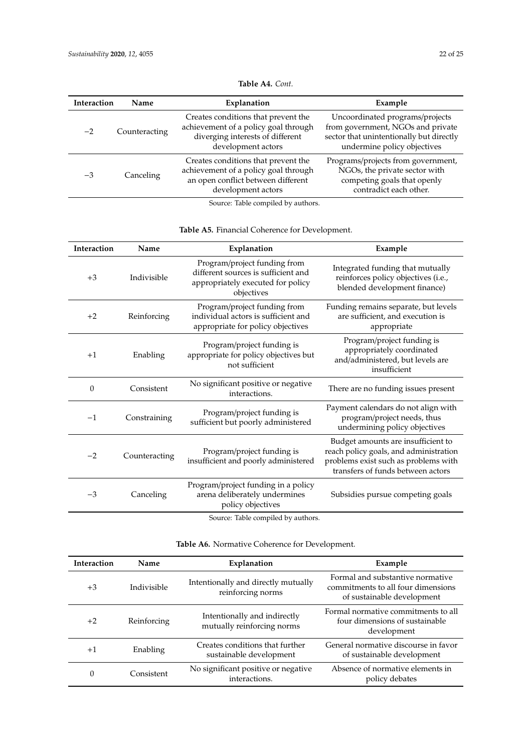**Table A4.** *Cont.*

| Interaction | Name | Explanation | Example |
|---|---|---|---|
| −2 | Counteracting | Creates conditions that prevent the achievement of a policy goal through diverging interests of different development actors | Uncoordinated programs/projects from government, NGOs and private sector that unintentionally but directly undermine policy objectives |
| −3 | Canceling | Creates conditions that prevent the achievement of a policy goal through an open conflict between different development actors | Programs/projects from government, NGOs, the private sector with competing goals that openly contradict each other. |

Source: Table compiled by authors.

**Table A5.** Financial Coherence for Development.

| Interaction | Name | Explanation | Example |
|---|---|---|---|
| +3 | Indivisible | Program/project funding from different sources is sufficient and appropriately executed for policy objectives | Integrated funding that mutually reinforces policy objectives (i.e., blended development finance) |
| +2 | Reinforcing | Program/project funding from individual actors is sufficient and appropriate for policy objectives | Funding remains separate, but levels are sufficient, and execution is appropriate |
| +1 | Enabling | Program/project funding is appropriate for policy objectives but not sufficient | Program/project funding is appropriately coordinated and/administered, but levels are insufficient |
| 0 | Consistent | No significant positive or negative interactions. | There are no funding issues present |
| −1 | Constraining | Program/project funding is sufficient but poorly administered | Payment calendars do not align with program/project needs, thus undermining policy objectives |
| −2 | Counteracting | Program/project funding is insufficient and poorly administered | Budget amounts are insufficient to reach policy goals, and administration problems exist such as problems with transfers of funds between actors |
| −3 | Canceling | Program/project funding in a policy arena deliberately undermines policy objectives | Subsidies pursue competing goals |

Source: Table compiled by authors.

**Table A6.** Normative Coherence for Development.

| Interaction | Name | Explanation | Example |
|---|---|---|---|
| +3 | Indivisible | Intentionally and directly mutually reinforcing norms | Formal and substantive normative commitments to all four dimensions of sustainable development |
| +2 | Reinforcing | Intentionally and indirectly mutually reinforcing norms | Formal normative commitments to all four dimensions of sustainable development |
| +1 | Enabling | Creates conditions that further sustainable development | General normative discourse in favor of sustainable development |
| 0 | Consistent | No significant positive or negative interactions. | Absence of normative elements in policy debates |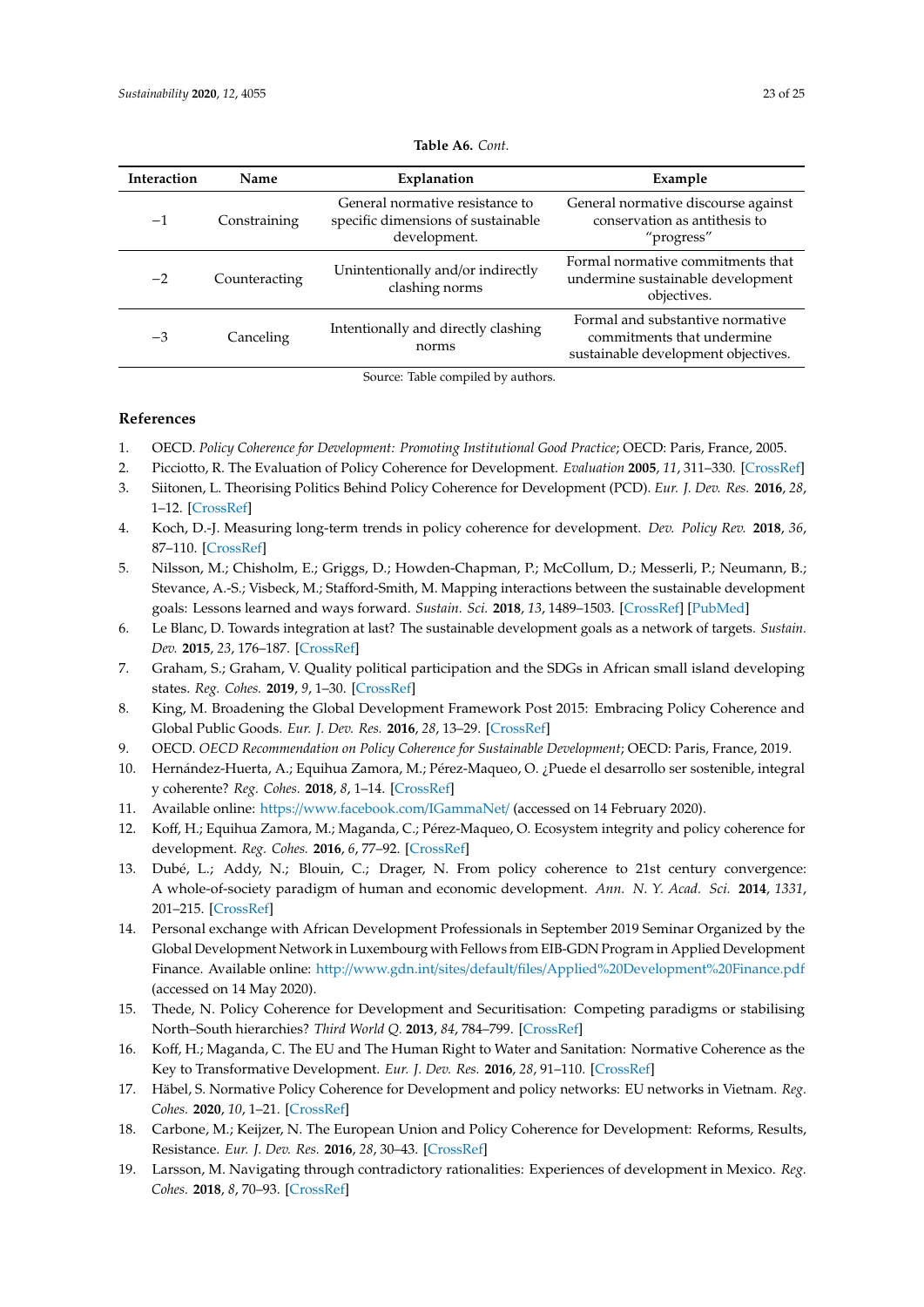**Table A6.** *Cont.*

| Interaction | Name | Explanation | Example |
|---|---|---|---|
| −1 | Constraining | General normative resistance to specific dimensions of sustainable development. | General normative discourse against conservation as antithesis to "progress" |
| −2 | Counteracting | Unintentionally and/or indirectly clashing norms | Formal normative commitments that undermine sustainable development objectives. |
| −3 | Canceling | Intentionally and directly clashing norms | Formal and substantive normative commitments that undermine sustainable development objectives. |

Source: Table compiled by authors.

## References

1. OECD. *Policy Coherence for Development: Promoting Institutional Good Practice*; OECD: Paris, France, 2005.
2. Picciotto, R. The Evaluation of Policy Coherence for Development. *Evaluation* **2005**, *11*, 311–330. [CrossRef]
3. Siitonen, L. Theorising Politics Behind Policy Coherence for Development (PCD). *Eur. J. Dev. Res.* **2016**, *28*, 1–12. [CrossRef]
4. Koch, D.-J. Measuring long-term trends in policy coherence for development. *Dev. Policy Rev.* **2018**, *36*, 87–110. [CrossRef]
5. Nilsson, M.; Chisholm, E.; Griggs, D.; Howden-Chapman, P.; McCollum, D.; Messerli, P.; Neumann, B.; Stevance, A.-S.; Visbeck, M.; Stafford-Smith, M. Mapping interactions between the sustainable development goals: Lessons learned and ways forward. *Sustain. Sci.* **2018**, *13*, 1489–1503. [CrossRef] [PubMed]
6. Le Blanc, D. Towards integration at last? The sustainable development goals as a network of targets. *Sustain. Dev.* **2015**, *23*, 176–187. [CrossRef]
7. Graham, S.; Graham, V. Quality political participation and the SDGs in African small island developing states. *Reg. Cohes.* **2019**, *9*, 1–30. [CrossRef]
8. King, M. Broadening the Global Development Framework Post 2015: Embracing Policy Coherence and Global Public Goods. *Eur. J. Dev. Res.* **2016**, *28*, 13–29. [CrossRef]
9. OECD. *OECD Recommendation on Policy Coherence for Sustainable Development*; OECD: Paris, France, 2019.
10. Hernández-Huerta, A.; Equihua Zamora, M.; Pérez-Maqueo, O. ¿Puede el desarrollo ser sostenible, integral y coherente? *Reg. Cohes.* **2018**, *8*, 1–14. [CrossRef]
11. Available online: https://www.facebook.com/IGammaNet/ (accessed on 14 February 2020).
12. Koff, H.; Equihua Zamora, M.; Maganda, C.; Pérez-Maqueo, O. Ecosystem integrity and policy coherence for development. *Reg. Cohes.* **2016**, *6*, 77–92. [CrossRef]
13. Dubé, L.; Addy, N.; Blouin, C.; Drager, N. From policy coherence to 21st century convergence: A whole-of-society paradigm of human and economic development. *Ann. N. Y. Acad. Sci.* **2014**, *1331*, 201–215. [CrossRef]
14. Personal exchange with African Development Professionals in September 2019 Seminar Organized by the Global Development Network in Luxembourg with Fellows from EIB-GDN Program in Applied Development Finance. Available online: http://www.gdn.int/sites/default/files/Applied%20Development%20Finance.pdf (accessed on 14 May 2020).
15. Thede, N. Policy Coherence for Development and Securitisation: Competing paradigms or stabilising North–South hierarchies? *Third World Q.* **2013**, *84*, 784–799. [CrossRef]
16. Koff, H.; Maganda, C. The EU and The Human Right to Water and Sanitation: Normative Coherence as the Key to Transformative Development. *Eur. J. Dev. Res.* **2016**, *28*, 91–110. [CrossRef]
17. Häbel, S. Normative Policy Coherence for Development and policy networks: EU networks in Vietnam. *Reg. Cohes.* **2020**, *10*, 1–21. [CrossRef]
18. Carbone, M.; Keijzer, N. The European Union and Policy Coherence for Development: Reforms, Results, Resistance. *Eur. J. Dev. Res.* **2016**, *28*, 30–43. [CrossRef]
19. Larsson, M. Navigating through contradictory rationalities: Experiences of development in Mexico. *Reg. Cohes.* **2018**, *8*, 70–93. [CrossRef]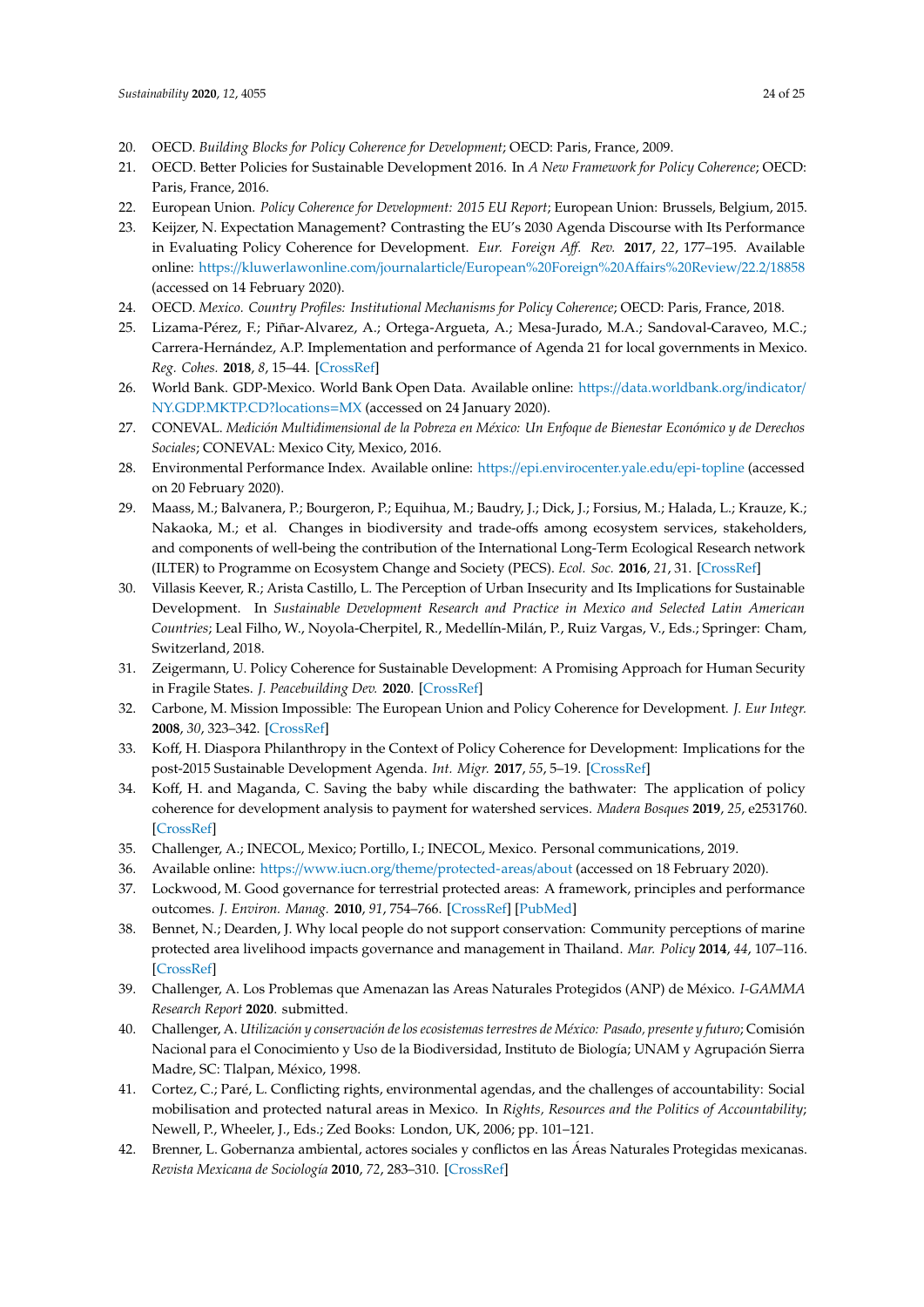20. OECD. *Building Blocks for Policy Coherence for Development*; OECD: Paris, France, 2009.
21. OECD. Better Policies for Sustainable Development 2016. In *A New Framework for Policy Coherence*; OECD: Paris, France, 2016.
22. European Union. *Policy Coherence for Development: 2015 EU Report*; European Union: Brussels, Belgium, 2015.
23. Keijzer, N. Expectation Management? Contrasting the EU's 2030 Agenda Discourse with Its Performance in Evaluating Policy Coherence for Development. *Eur. Foreign Aff. Rev.* **2017**, *22*, 177–195. Available online: https://kluwerlawonline.com/journalarticle/European%20Foreign%20Affairs%20Review/22.2/18858 (accessed on 14 February 2020).
24. OECD. *Mexico. Country Profiles: Institutional Mechanisms for Policy Coherence*; OECD: Paris, France, 2018.
25. Lizama-Pérez, F.; Piñar-Alvarez, A.; Ortega-Argueta, A.; Mesa-Jurado, M.A.; Sandoval-Caraveo, M.C.; Carrera-Hernández, A.P. Implementation and performance of Agenda 21 for local governments in Mexico. *Reg. Cohes.* **2018**, *8*, 15–44. [CrossRef]
26. World Bank. GDP-Mexico. World Bank Open Data. Available online: https://data.worldbank.org/indicator/NY.GDP.MKTP.CD?locations=MX (accessed on 24 January 2020).
27. CONEVAL. *Medición Multidimensional de la Pobreza en México: Un Enfoque de Bienestar Económico y de Derechos Sociales*; CONEVAL: Mexico City, Mexico, 2016.
28. Environmental Performance Index. Available online: https://epi.envirocenter.yale.edu/epi-topline (accessed on 20 February 2020).
29. Maass, M.; Balvanera, P.; Bourgeron, P.; Equihua, M.; Baudry, J.; Dick, J.; Forsius, M.; Halada, L.; Krauze, K.; Nakaoka, M.; et al. Changes in biodiversity and trade-offs among ecosystem services, stakeholders, and components of well-being the contribution of the International Long-Term Ecological Research network (ILTER) to Programme on Ecosystem Change and Society (PECS). *Ecol. Soc.* **2016**, *21*, 31. [CrossRef]
30. Villasis Keever, R.; Arista Castillo, L. The Perception of Urban Insecurity and Its Implications for Sustainable Development. In *Sustainable Development Research and Practice in Mexico and Selected Latin American Countries*; Leal Filho, W., Noyola-Cherpitel, R., Medellín-Milán, P., Ruiz Vargas, V., Eds.; Springer: Cham, Switzerland, 2018.
31. Zeigermann, U. Policy Coherence for Sustainable Development: A Promising Approach for Human Security in Fragile States. *J. Peacebuilding Dev.* **2020**. [CrossRef]
32. Carbone, M. Mission Impossible: The European Union and Policy Coherence for Development. *J. Eur Integr.* **2008**, *30*, 323–342. [CrossRef]
33. Koff, H. Diaspora Philanthropy in the Context of Policy Coherence for Development: Implications for the post-2015 Sustainable Development Agenda. *Int. Migr.* **2017**, *55*, 5–19. [CrossRef]
34. Koff, H. and Maganda, C. Saving the baby while discarding the bathwater: The application of policy coherence for development analysis to payment for watershed services. *Madera Bosques* **2019**, *25*, e2531760. [CrossRef]
35. Challenger, A.; INECOL, Mexico; Portillo, I.; INECOL, Mexico. Personal communications, 2019.
36. Available online: https://www.iucn.org/theme/protected-areas/about (accessed on 18 February 2020).
37. Lockwood, M. Good governance for terrestrial protected areas: A framework, principles and performance outcomes. *J. Environ. Manag.* **2010**, *91*, 754–766. [CrossRef] [PubMed]
38. Bennet, N.; Dearden, J. Why local people do not support conservation: Community perceptions of marine protected area livelihood impacts governance and management in Thailand. *Mar. Policy* **2014**, *44*, 107–116. [CrossRef]
39. Challenger, A. Los Problemas que Amenazan las Areas Naturales Protegidos (ANP) de México. *I-GAMMA Research Report* **2020**. submitted.
40. Challenger, A. *Utilización y conservación de los ecosistemas terrestres de México: Pasado, presente y futuro*; Comisión Nacional para el Conocimiento y Uso de la Biodiversidad, Instituto de Biología; UNAM y Agrupación Sierra Madre, SC: Tlalpan, México, 1998.
41. Cortez, C.; Paré, L. Conflicting rights, environmental agendas, and the challenges of accountability: Social mobilisation and protected natural areas in Mexico. In *Rights, Resources and the Politics of Accountability*; Newell, P., Wheeler, J., Eds.; Zed Books: London, UK, 2006; pp. 101–121.
42. Brenner, L. Gobernanza ambiental, actores sociales y conflictos en las Áreas Naturales Protegidas mexicanas. *Revista Mexicana de Sociología* **2010**, *72*, 283–310. [CrossRef]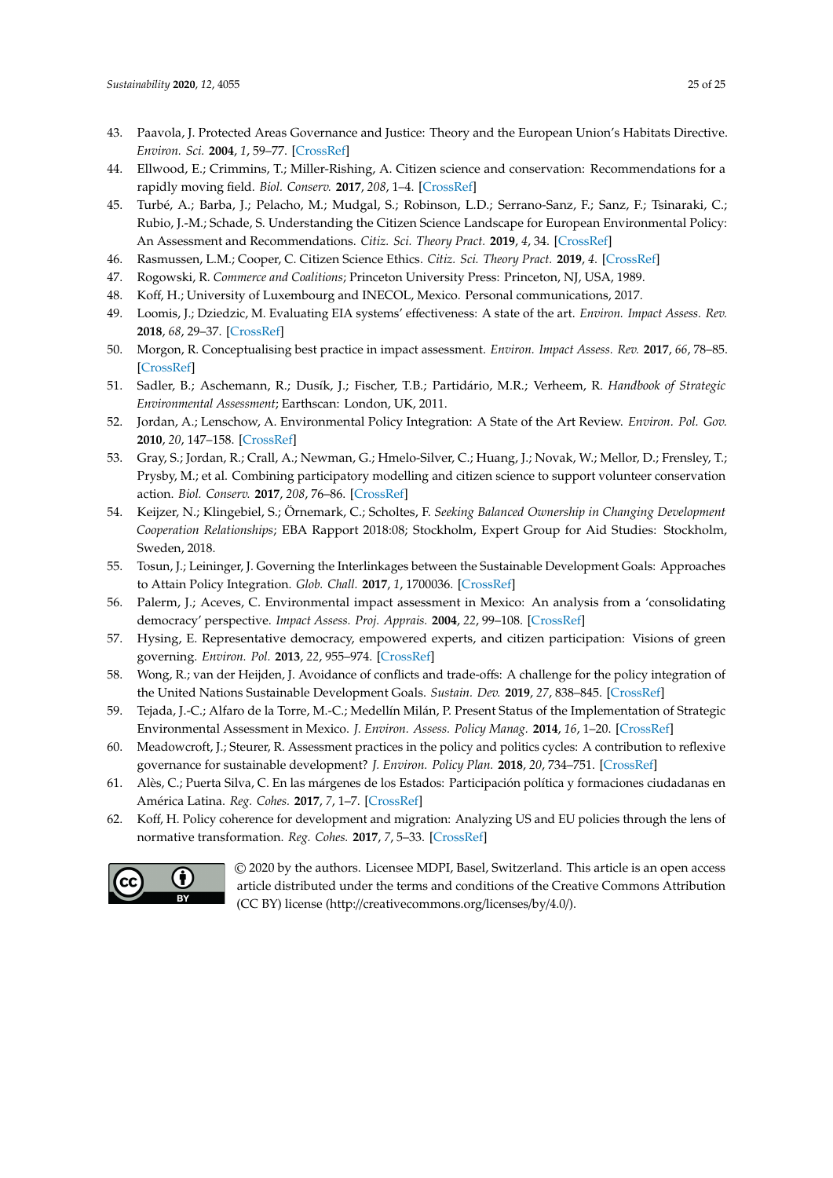43. Paavola, J. Protected Areas Governance and Justice: Theory and the European Union's Habitats Directive. *Environ. Sci.* **2004**, *1*, 59–77. [CrossRef]
44. Ellwood, E.; Crimmins, T.; Miller-Rishing, A. Citizen science and conservation: Recommendations for a rapidly moving field. *Biol. Conserv.* **2017**, *208*, 1–4. [CrossRef]
45. Turbé, A.; Barba, J.; Pelacho, M.; Mudgal, S.; Robinson, L.D.; Serrano-Sanz, F.; Sanz, F.; Tsinaraki, C.; Rubio, J.-M.; Schade, S. Understanding the Citizen Science Landscape for European Environmental Policy: An Assessment and Recommendations. *Citiz. Sci. Theory Pract.* **2019**, *4*, 34. [CrossRef]
46. Rasmussen, L.M.; Cooper, C. Citizen Science Ethics. *Citiz. Sci. Theory Pract.* **2019**, *4*. [CrossRef]
47. Rogowski, R. *Commerce and Coalitions*; Princeton University Press: Princeton, NJ, USA, 1989.
48. Koff, H.; University of Luxembourg and INECOL, Mexico. Personal communications, 2017.
49. Loomis, J.; Dziedzic, M. Evaluating EIA systems' effectiveness: A state of the art. *Environ. Impact Assess. Rev.* **2018**, *68*, 29–37. [CrossRef]
50. Morgon, R. Conceptualising best practice in impact assessment. *Environ. Impact Assess. Rev.* **2017**, *66*, 78–85. [CrossRef]
51. Sadler, B.; Aschemann, R.; Dusík, J.; Fischer, T.B.; Partidário, M.R.; Verheem, R. *Handbook of Strategic Environmental Assessment*; Earthscan: London, UK, 2011.
52. Jordan, A.; Lenschow, A. Environmental Policy Integration: A State of the Art Review. *Environ. Pol. Gov.* **2010**, *20*, 147–158. [CrossRef]
53. Gray, S.; Jordan, R.; Crall, A.; Newman, G.; Hmelo-Silver, C.; Huang, J.; Novak, W.; Mellor, D.; Frensley, T.; Prysby, M.; et al. Combining participatory modelling and citizen science to support volunteer conservation action. *Biol. Conserv.* **2017**, *208*, 76–86. [CrossRef]
54. Keijzer, N.; Klingebiel, S.; Örnemark, C.; Scholtes, F. *Seeking Balanced Ownership in Changing Development Cooperation Relationships*; EBA Rapport 2018:08; Stockholm, Expert Group for Aid Studies: Stockholm, Sweden, 2018.
55. Tosun, J.; Leininger, J. Governing the Interlinkages between the Sustainable Development Goals: Approaches to Attain Policy Integration. *Glob. Chall.* **2017**, *1*, 1700036. [CrossRef]
56. Palerm, J.; Aceves, C. Environmental impact assessment in Mexico: An analysis from a 'consolidating democracy' perspective. *Impact Assess. Proj. Apprais.* **2004**, *22*, 99–108. [CrossRef]
57. Hysing, E. Representative democracy, empowered experts, and citizen participation: Visions of green governing. *Environ. Pol.* **2013**, *22*, 955–974. [CrossRef]
58. Wong, R.; van der Heijden, J. Avoidance of conflicts and trade-offs: A challenge for the policy integration of the United Nations Sustainable Development Goals. *Sustain. Dev.* **2019**, *27*, 838–845. [CrossRef]
59. Tejada, J.-C.; Alfaro de la Torre, M.-C.; Medellín Milán, P. Present Status of the Implementation of Strategic Environmental Assessment in Mexico. *J. Environ. Assess. Policy Manag.* **2014**, *16*, 1–20. [CrossRef]
60. Meadowcroft, J.; Steurer, R. Assessment practices in the policy and politics cycles: A contribution to reflexive governance for sustainable development? *J. Environ. Policy Plan.* **2018**, *20*, 734–751. [CrossRef]
61. Alès, C.; Puerta Silva, C. En las márgenes de los Estados: Participación política y formaciones ciudadanas en América Latina. *Reg. Cohes.* **2017**, *7*, 1–7. [CrossRef]
62. Koff, H. Policy coherence for development and migration: Analyzing US and EU policies through the lens of normative transformation. *Reg. Cohes.* **2017**, *7*, 5–33. [CrossRef]

© 2020 by the authors. Licensee MDPI, Basel, Switzerland. This article is an open access article distributed under the terms and conditions of the Creative Commons Attribution (CC BY) license (http://creativecommons.org/licenses/by/4.0/).